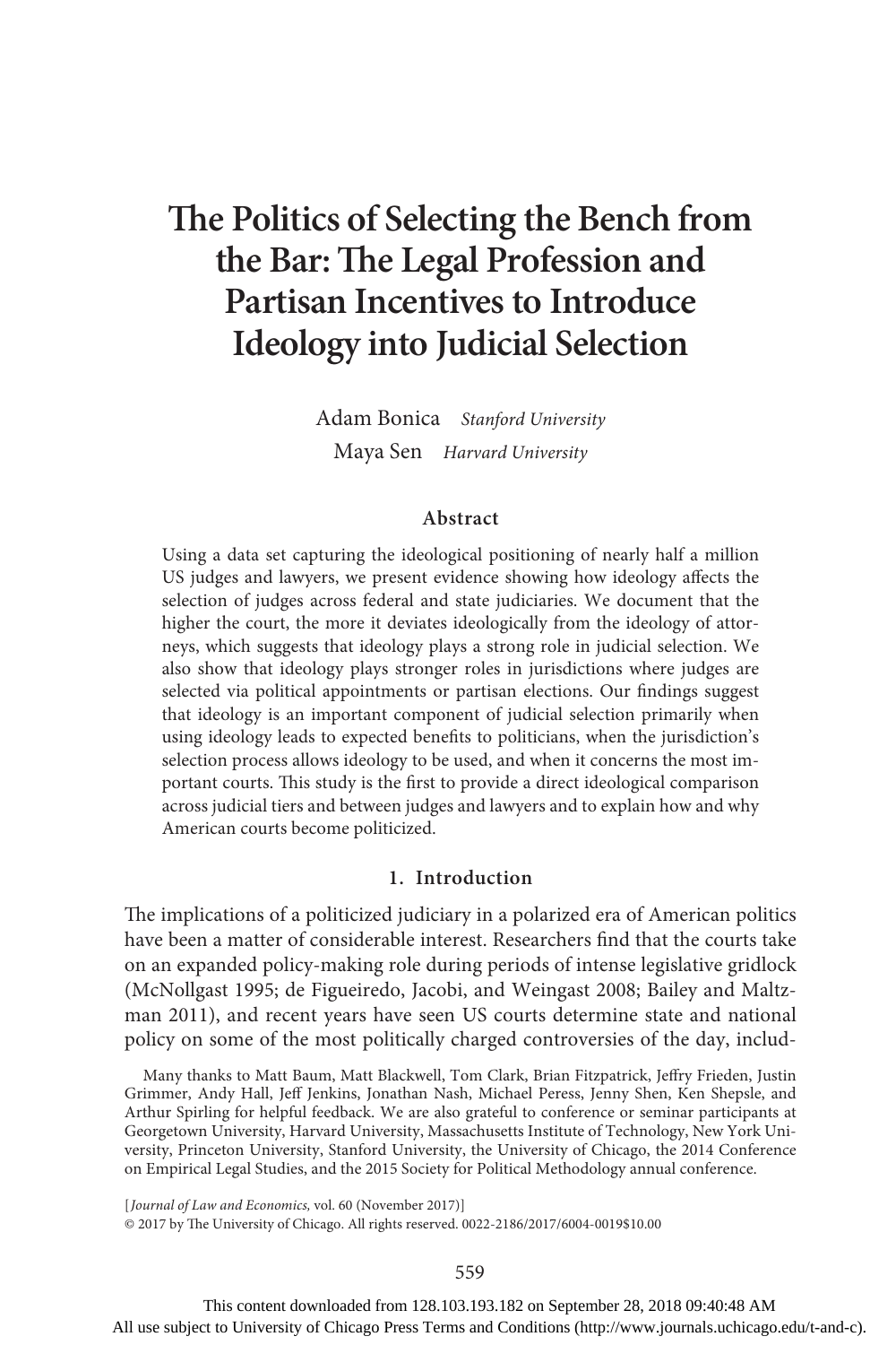# The Politics of Selecting the Bench from the Bar: The Legal Profession and Partisan Incentives to Introduce Ideology into Judicial Selection

Adam Bonica *Stanford University*
Maya Sen *Harvard University*

### Abstract

Using a data set capturing the ideological positioning of nearly half a million US judges and lawyers, we present evidence showing how ideology affects the selection of judges across federal and state judiciaries. We document that the higher the court, the more it deviates ideologically from the ideology of attorneys, which suggests that ideology plays a strong role in judicial selection. We also show that ideology plays stronger roles in jurisdictions where judges are selected via political appointments or partisan elections. Our findings suggest that ideology is an important component of judicial selection primarily when using ideology leads to expected benefits to politicians, when the jurisdiction's selection process allows ideology to be used, and when it concerns the most important courts. This study is the first to provide a direct ideological comparison across judicial tiers and between judges and lawyers and to explain how and why American courts become politicized.

## 1. Introduction

The implications of a politicized judiciary in a polarized era of American politics have been a matter of considerable interest. Researchers find that the courts take on an expanded policy-making role during periods of intense legislative gridlock (McNollgast 1995; de Figueiredo, Jacobi, and Weingast 2008; Bailey and Maltzman 2011), and recent years have seen US courts determine state and national policy on some of the most politically charged controversies of the day, includ-

Many thanks to Matt Baum, Matt Blackwell, Tom Clark, Brian Fitzpatrick, Jeffry Frieden, Justin Grimmer, Andy Hall, Jeff Jenkins, Jonathan Nash, Michael Peress, Jenny Shen, Ken Shepsle, and Arthur Spirling for helpful feedback. We are also grateful to conference or seminar participants at Georgetown University, Harvard University, Massachusetts Institute of Technology, New York University, Princeton University, Stanford University, the University of Chicago, the 2014 Conference on Empirical Legal Studies, and the 2015 Society for Political Methodology annual conference.

[*Journal of Law and Economics,* vol. 60 (November 2017)]
© 2017 by The University of Chicago. All rights reserved. 0022-2186/2017/6004-0019$10.00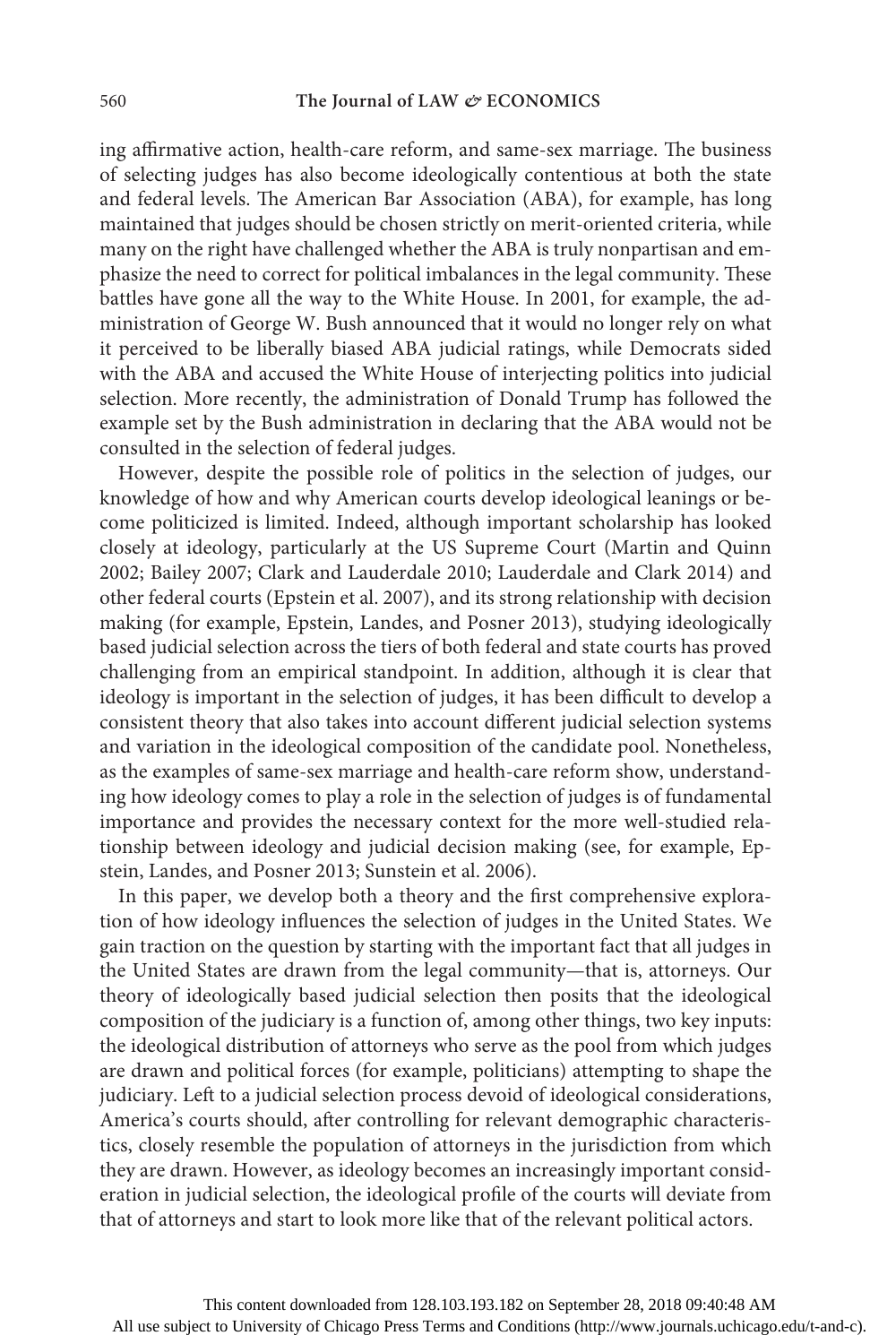ing affirmative action, health-care reform, and same-sex marriage. The business of selecting judges has also become ideologically contentious at both the state and federal levels. The American Bar Association (ABA), for example, has long maintained that judges should be chosen strictly on merit-oriented criteria, while many on the right have challenged whether the ABA is truly nonpartisan and emphasize the need to correct for political imbalances in the legal community. These battles have gone all the way to the White House. In 2001, for example, the administration of George W. Bush announced that it would no longer rely on what it perceived to be liberally biased ABA judicial ratings, while Democrats sided with the ABA and accused the White House of interjecting politics into judicial selection. More recently, the administration of Donald Trump has followed the example set by the Bush administration in declaring that the ABA would not be consulted in the selection of federal judges.

However, despite the possible role of politics in the selection of judges, our knowledge of how and why American courts develop ideological leanings or become politicized is limited. Indeed, although important scholarship has looked closely at ideology, particularly at the US Supreme Court (Martin and Quinn 2002; Bailey 2007; Clark and Lauderdale 2010; Lauderdale and Clark 2014) and other federal courts (Epstein et al. 2007), and its strong relationship with decision making (for example, Epstein, Landes, and Posner 2013), studying ideologically based judicial selection across the tiers of both federal and state courts has proved challenging from an empirical standpoint. In addition, although it is clear that ideology is important in the selection of judges, it has been difficult to develop a consistent theory that also takes into account different judicial selection systems and variation in the ideological composition of the candidate pool. Nonetheless, as the examples of same-sex marriage and health-care reform show, understanding how ideology comes to play a role in the selection of judges is of fundamental importance and provides the necessary context for the more well-studied relationship between ideology and judicial decision making (see, for example, Epstein, Landes, and Posner 2013; Sunstein et al. 2006).

In this paper, we develop both a theory and the first comprehensive exploration of how ideology influences the selection of judges in the United States. We gain traction on the question by starting with the important fact that all judges in the United States are drawn from the legal community—that is, attorneys. Our theory of ideologically based judicial selection then posits that the ideological composition of the judiciary is a function of, among other things, two key inputs: the ideological distribution of attorneys who serve as the pool from which judges are drawn and political forces (for example, politicians) attempting to shape the judiciary. Left to a judicial selection process devoid of ideological considerations, America's courts should, after controlling for relevant demographic characteristics, closely resemble the population of attorneys in the jurisdiction from which they are drawn. However, as ideology becomes an increasingly important consideration in judicial selection, the ideological profile of the courts will deviate from that of attorneys and start to look more like that of the relevant political actors.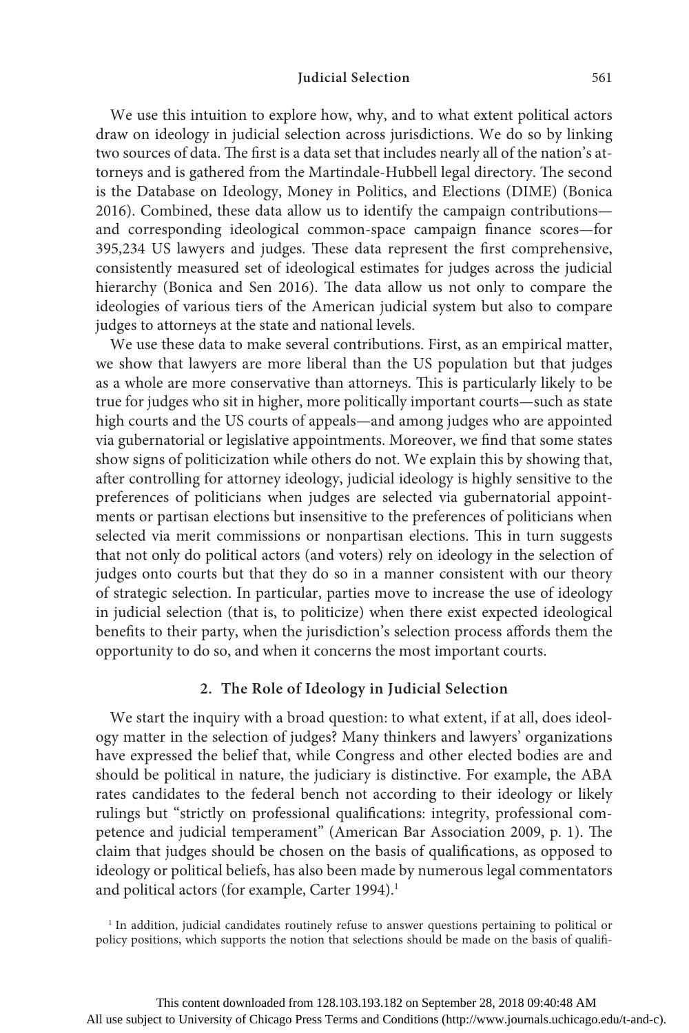We use this intuition to explore how, why, and to what extent political actors draw on ideology in judicial selection across jurisdictions. We do so by linking two sources of data. The first is a data set that includes nearly all of the nation's attorneys and is gathered from the Martindale-Hubbell legal directory. The second is the Database on Ideology, Money in Politics, and Elections (DIME) (Bonica 2016). Combined, these data allow us to identify the campaign contributions—and corresponding ideological common-space campaign finance scores—for 395,234 US lawyers and judges. These data represent the first comprehensive, consistently measured set of ideological estimates for judges across the judicial hierarchy (Bonica and Sen 2016). The data allow us not only to compare the ideologies of various tiers of the American judicial system but also to compare judges to attorneys at the state and national levels.

We use these data to make several contributions. First, as an empirical matter, we show that lawyers are more liberal than the US population but that judges as a whole are more conservative than attorneys. This is particularly likely to be true for judges who sit in higher, more politically important courts—such as state high courts and the US courts of appeals—and among judges who are appointed via gubernatorial or legislative appointments. Moreover, we find that some states show signs of politicization while others do not. We explain this by showing that, after controlling for attorney ideology, judicial ideology is highly sensitive to the preferences of politicians when judges are selected via gubernatorial appointments or partisan elections but insensitive to the preferences of politicians when selected via merit commissions or nonpartisan elections. This in turn suggests that not only do political actors (and voters) rely on ideology in the selection of judges onto courts but that they do so in a manner consistent with our theory of strategic selection. In particular, parties move to increase the use of ideology in judicial selection (that is, to politicize) when there exist expected ideological benefits to their party, when the jurisdiction's selection process affords them the opportunity to do so, and when it concerns the most important courts.

## 2. The Role of Ideology in Judicial Selection

We start the inquiry with a broad question: to what extent, if at all, does ideology matter in the selection of judges? Many thinkers and lawyers' organizations have expressed the belief that, while Congress and other elected bodies are and should be political in nature, the judiciary is distinctive. For example, the ABA rates candidates to the federal bench not according to their ideology or likely rulings but "strictly on professional qualifications: integrity, professional competence and judicial temperament" (American Bar Association 2009, p. 1). The claim that judges should be chosen on the basis of qualifications, as opposed to ideology or political beliefs, has also been made by numerous legal commentators and political actors (for example, Carter 1994).[1]

[1] In addition, judicial candidates routinely refuse to answer questions pertaining to political or policy positions, which supports the notion that selections should be made on the basis of qualifi-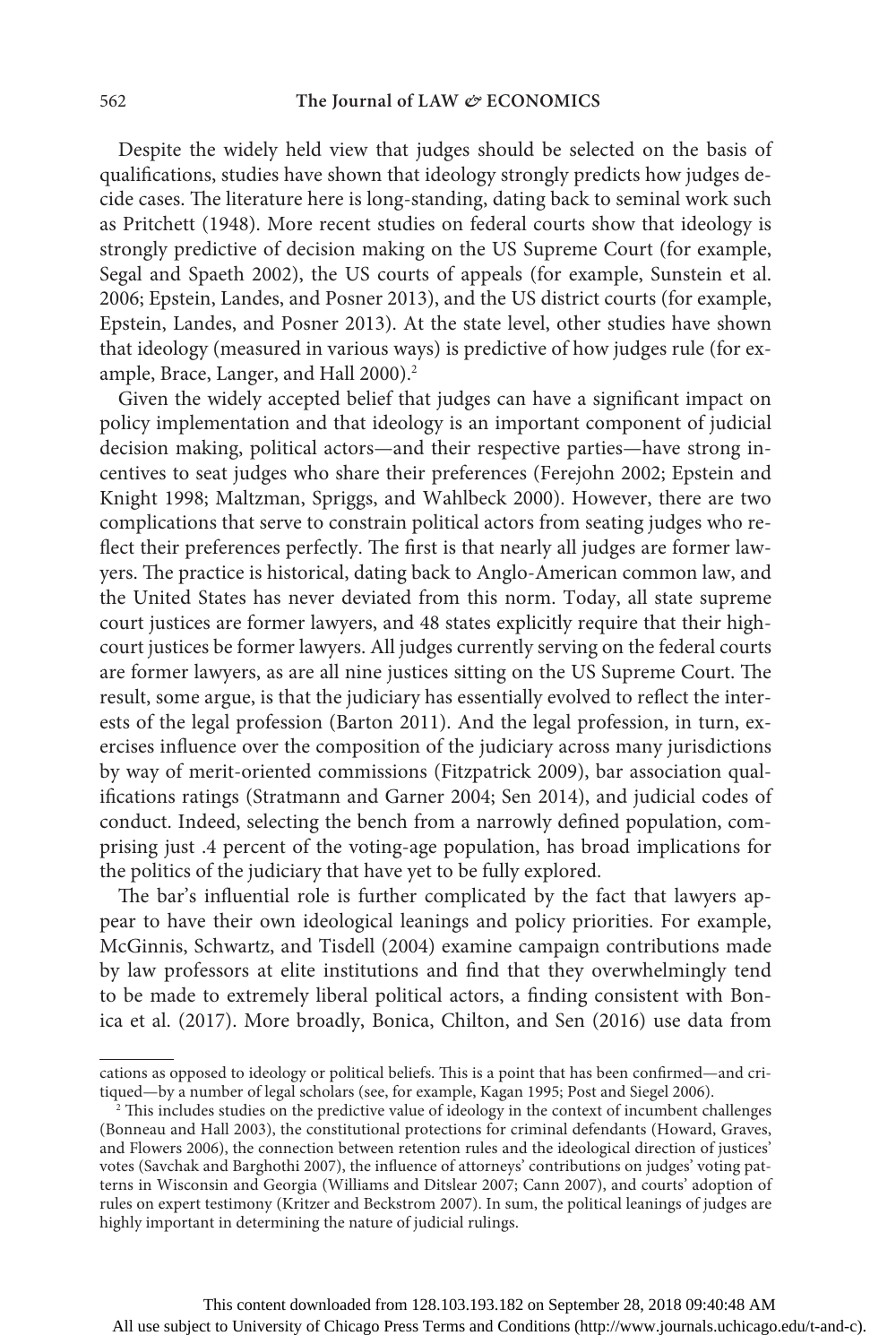Despite the widely held view that judges should be selected on the basis of qualifications, studies have shown that ideology strongly predicts how judges decide cases. The literature here is long-standing, dating back to seminal work such as Pritchett (1948). More recent studies on federal courts show that ideology is strongly predictive of decision making on the US Supreme Court (for example, Segal and Spaeth 2002), the US courts of appeals (for example, Sunstein et al. 2006; Epstein, Landes, and Posner 2013), and the US district courts (for example, Epstein, Landes, and Posner 2013). At the state level, other studies have shown that ideology (measured in various ways) is predictive of how judges rule (for example, Brace, Langer, and Hall 2000).[2]

Given the widely accepted belief that judges can have a significant impact on policy implementation and that ideology is an important component of judicial decision making, political actors—and their respective parties—have strong incentives to seat judges who share their preferences (Ferejohn 2002; Epstein and Knight 1998; Maltzman, Spriggs, and Wahlbeck 2000). However, there are two complications that serve to constrain political actors from seating judges who reflect their preferences perfectly. The first is that nearly all judges are former lawyers. The practice is historical, dating back to Anglo-American common law, and the United States has never deviated from this norm. Today, all state supreme court justices are former lawyers, and 48 states explicitly require that their high-court justices be former lawyers. All judges currently serving on the federal courts are former lawyers, as are all nine justices sitting on the US Supreme Court. The result, some argue, is that the judiciary has essentially evolved to reflect the interests of the legal profession (Barton 2011). And the legal profession, in turn, exercises influence over the composition of the judiciary across many jurisdictions by way of merit-oriented commissions (Fitzpatrick 2009), bar association qualifications ratings (Stratmann and Garner 2004; Sen 2014), and judicial codes of conduct. Indeed, selecting the bench from a narrowly defined population, comprising just .4 percent of the voting-age population, has broad implications for the politics of the judiciary that have yet to be fully explored.

The bar's influential role is further complicated by the fact that lawyers appear to have their own ideological leanings and policy priorities. For example, McGinnis, Schwartz, and Tisdell (2004) examine campaign contributions made by law professors at elite institutions and find that they overwhelmingly tend to be made to extremely liberal political actors, a finding consistent with Bonica et al. (2017). More broadly, Bonica, Chilton, and Sen (2016) use data from

---

cations as opposed to ideology or political beliefs. This is a point that has been confirmed—and critiqued—by a number of legal scholars (see, for example, Kagan 1995; Post and Siegel 2006).

[2] This includes studies on the predictive value of ideology in the context of incumbent challenges (Bonneau and Hall 2003), the constitutional protections for criminal defendants (Howard, Graves, and Flowers 2006), the connection between retention rules and the ideological direction of justices' votes (Savchak and Barghothi 2007), the influence of attorneys' contributions on judges' voting patterns in Wisconsin and Georgia (Williams and Ditslear 2007; Cann 2007), and courts' adoption of rules on expert testimony (Kritzer and Beckstrom 2007). In sum, the political leanings of judges are highly important in determining the nature of judicial rulings.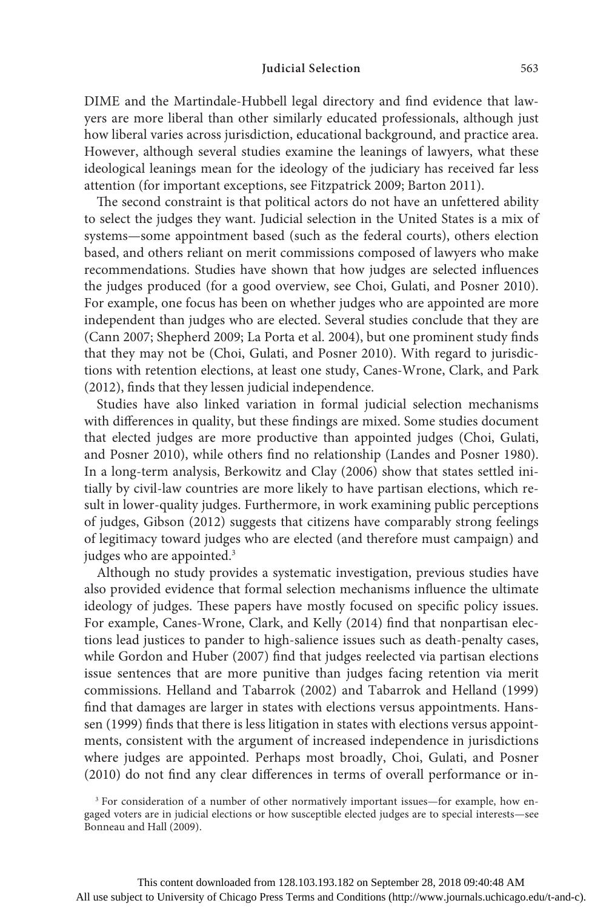DIME and the Martindale-Hubbell legal directory and find evidence that lawyers are more liberal than other similarly educated professionals, although just how liberal varies across jurisdiction, educational background, and practice area. However, although several studies examine the leanings of lawyers, what these ideological leanings mean for the ideology of the judiciary has received far less attention (for important exceptions, see Fitzpatrick 2009; Barton 2011).

The second constraint is that political actors do not have an unfettered ability to select the judges they want. Judicial selection in the United States is a mix of systems—some appointment based (such as the federal courts), others election based, and others reliant on merit commissions composed of lawyers who make recommendations. Studies have shown that how judges are selected influences the judges produced (for a good overview, see Choi, Gulati, and Posner 2010). For example, one focus has been on whether judges who are appointed are more independent than judges who are elected. Several studies conclude that they are (Cann 2007; Shepherd 2009; La Porta et al. 2004), but one prominent study finds that they may not be (Choi, Gulati, and Posner 2010). With regard to jurisdictions with retention elections, at least one study, Canes-Wrone, Clark, and Park (2012), finds that they lessen judicial independence.

Studies have also linked variation in formal judicial selection mechanisms with differences in quality, but these findings are mixed. Some studies document that elected judges are more productive than appointed judges (Choi, Gulati, and Posner 2010), while others find no relationship (Landes and Posner 1980). In a long-term analysis, Berkowitz and Clay (2006) show that states settled initially by civil-law countries are more likely to have partisan elections, which result in lower-quality judges. Furthermore, in work examining public perceptions of judges, Gibson (2012) suggests that citizens have comparably strong feelings of legitimacy toward judges who are elected (and therefore must campaign) and judges who are appointed.[3]

Although no study provides a systematic investigation, previous studies have also provided evidence that formal selection mechanisms influence the ultimate ideology of judges. These papers have mostly focused on specific policy issues. For example, Canes-Wrone, Clark, and Kelly (2014) find that nonpartisan elections lead justices to pander to high-salience issues such as death-penalty cases, while Gordon and Huber (2007) find that judges reelected via partisan elections issue sentences that are more punitive than judges facing retention via merit commissions. Helland and Tabarrok (2002) and Tabarrok and Helland (1999) find that damages are larger in states with elections versus appointments. Hanssen (1999) finds that there is less litigation in states with elections versus appointments, consistent with the argument of increased independence in jurisdictions where judges are appointed. Perhaps most broadly, Choi, Gulati, and Posner (2010) do not find any clear differences in terms of overall performance or in-

[3] For consideration of a number of other normatively important issues—for example, how engaged voters are in judicial elections or how susceptible elected judges are to special interests—see Bonneau and Hall (2009).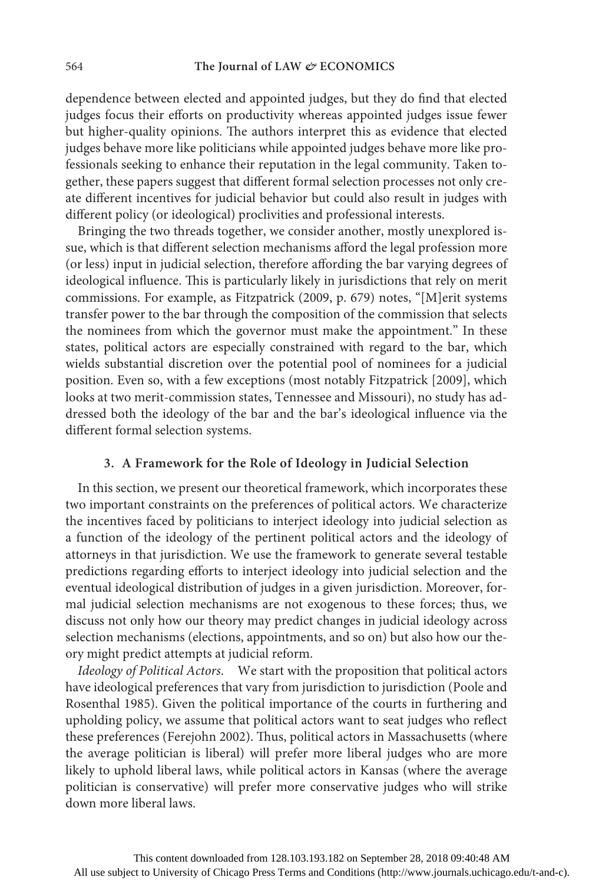dependence between elected and appointed judges, but they do find that elected judges focus their efforts on productivity whereas appointed judges issue fewer but higher-quality opinions. The authors interpret this as evidence that elected judges behave more like politicians while appointed judges behave more like professionals seeking to enhance their reputation in the legal community. Taken together, these papers suggest that different formal selection processes not only create different incentives for judicial behavior but could also result in judges with different policy (or ideological) proclivities and professional interests.

Bringing the two threads together, we consider another, mostly unexplored issue, which is that different selection mechanisms afford the legal profession more (or less) input in judicial selection, therefore affording the bar varying degrees of ideological influence. This is particularly likely in jurisdictions that rely on merit commissions. For example, as Fitzpatrick (2009, p. 679) notes, "[M]erit systems transfer power to the bar through the composition of the commission that selects the nominees from which the governor must make the appointment." In these states, political actors are especially constrained with regard to the bar, which wields substantial discretion over the potential pool of nominees for a judicial position. Even so, with a few exceptions (most notably Fitzpatrick [2009], which looks at two merit-commission states, Tennessee and Missouri), no study has addressed both the ideology of the bar and the bar's ideological influence via the different formal selection systems.

## 3. A Framework for the Role of Ideology in Judicial Selection

In this section, we present our theoretical framework, which incorporates these two important constraints on the preferences of political actors. We characterize the incentives faced by politicians to interject ideology into judicial selection as a function of the ideology of the pertinent political actors and the ideology of attorneys in that jurisdiction. We use the framework to generate several testable predictions regarding efforts to interject ideology into judicial selection and the eventual ideological distribution of judges in a given jurisdiction. Moreover, formal judicial selection mechanisms are not exogenous to these forces; thus, we discuss not only how our theory may predict changes in judicial ideology across selection mechanisms (elections, appointments, and so on) but also how our theory might predict attempts at judicial reform.

*Ideology of Political Actors.* We start with the proposition that political actors have ideological preferences that vary from jurisdiction to jurisdiction (Poole and Rosenthal 1985). Given the political importance of the courts in furthering and upholding policy, we assume that political actors want to seat judges who reflect these preferences (Ferejohn 2002). Thus, political actors in Massachusetts (where the average politician is liberal) will prefer more liberal judges who are more likely to uphold liberal laws, while political actors in Kansas (where the average politician is conservative) will prefer more conservative judges who will strike down more liberal laws.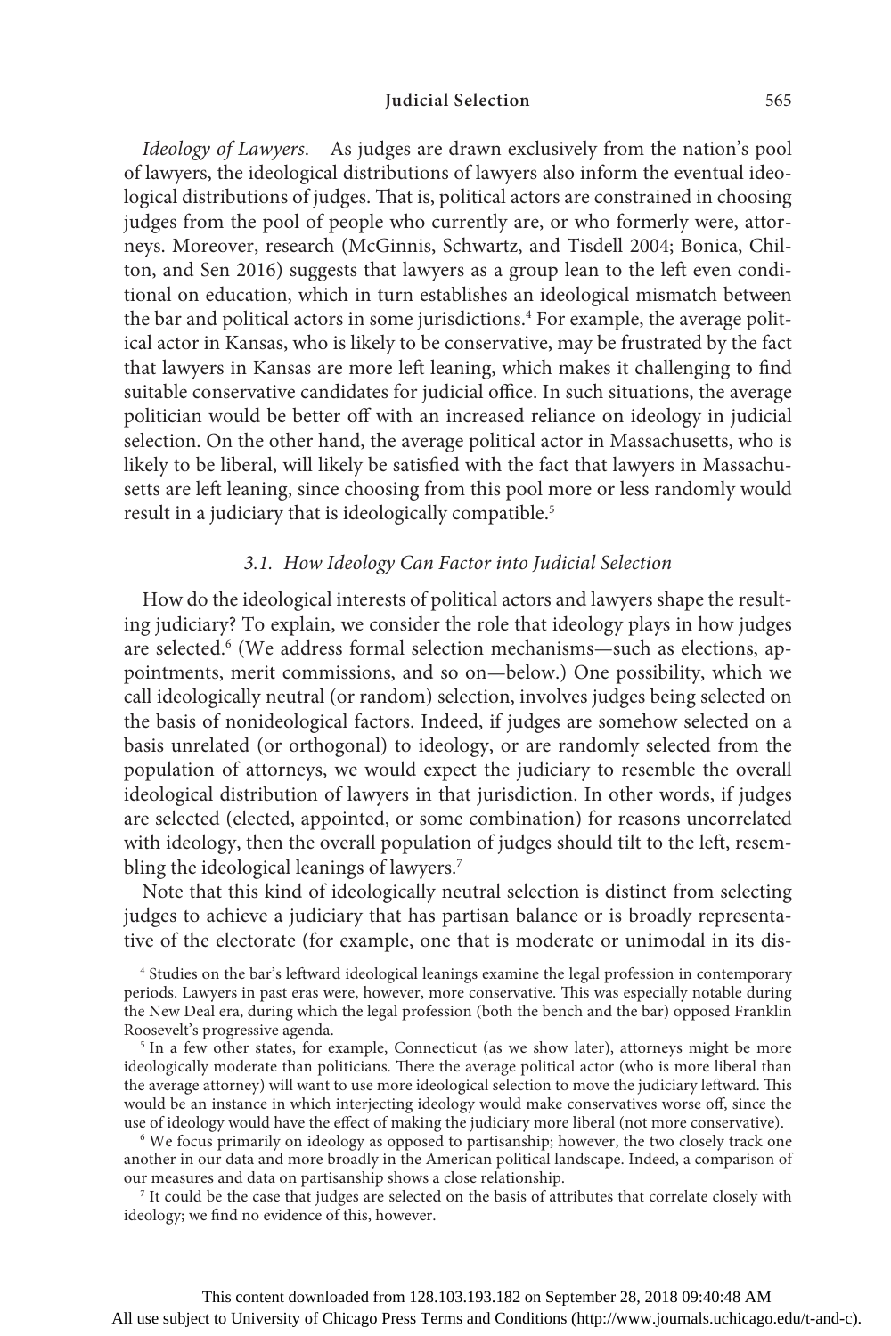*Ideology of Lawyers.* As judges are drawn exclusively from the nation's pool of lawyers, the ideological distributions of lawyers also inform the eventual ideological distributions of judges. That is, political actors are constrained in choosing judges from the pool of people who currently are, or who formerly were, attorneys. Moreover, research (McGinnis, Schwartz, and Tisdell 2004; Bonica, Chilton, and Sen 2016) suggests that lawyers as a group lean to the left even conditional on education, which in turn establishes an ideological mismatch between the bar and political actors in some jurisdictions.[4] For example, the average political actor in Kansas, who is likely to be conservative, may be frustrated by the fact that lawyers in Kansas are more left leaning, which makes it challenging to find suitable conservative candidates for judicial office. In such situations, the average politician would be better off with an increased reliance on ideology in judicial selection. On the other hand, the average political actor in Massachusetts, who is likely to be liberal, will likely be satisfied with the fact that lawyers in Massachusetts are left leaning, since choosing from this pool more or less randomly would result in a judiciary that is ideologically compatible.[5]

### 3.1. *How Ideology Can Factor into Judicial Selection*

How do the ideological interests of political actors and lawyers shape the resulting judiciary? To explain, we consider the role that ideology plays in how judges are selected.[6] (We address formal selection mechanisms—such as elections, appointments, merit commissions, and so on—below.) One possibility, which we call ideologically neutral (or random) selection, involves judges being selected on the basis of nonideological factors. Indeed, if judges are somehow selected on a basis unrelated (or orthogonal) to ideology, or are randomly selected from the population of attorneys, we would expect the judiciary to resemble the overall ideological distribution of lawyers in that jurisdiction. In other words, if judges are selected (elected, appointed, or some combination) for reasons uncorrelated with ideology, then the overall population of judges should tilt to the left, resembling the ideological leanings of lawyers.[7]

Note that this kind of ideologically neutral selection is distinct from selecting judges to achieve a judiciary that has partisan balance or is broadly representative of the electorate (for example, one that is moderate or unimodal in its dis-

[4] Studies on the bar's leftward ideological leanings examine the legal profession in contemporary periods. Lawyers in past eras were, however, more conservative. This was especially notable during the New Deal era, during which the legal profession (both the bench and the bar) opposed Franklin Roosevelt's progressive agenda.

[5] In a few other states, for example, Connecticut (as we show later), attorneys might be more ideologically moderate than politicians. There the average political actor (who is more liberal than the average attorney) will want to use more ideological selection to move the judiciary leftward. This would be an instance in which interjecting ideology would make conservatives worse off, since the use of ideology would have the effect of making the judiciary more liberal (not more conservative).

[6] We focus primarily on ideology as opposed to partisanship; however, the two closely track one another in our data and more broadly in the American political landscape. Indeed, a comparison of our measures and data on partisanship shows a close relationship.

[7] It could be the case that judges are selected on the basis of attributes that correlate closely with ideology; we find no evidence of this, however.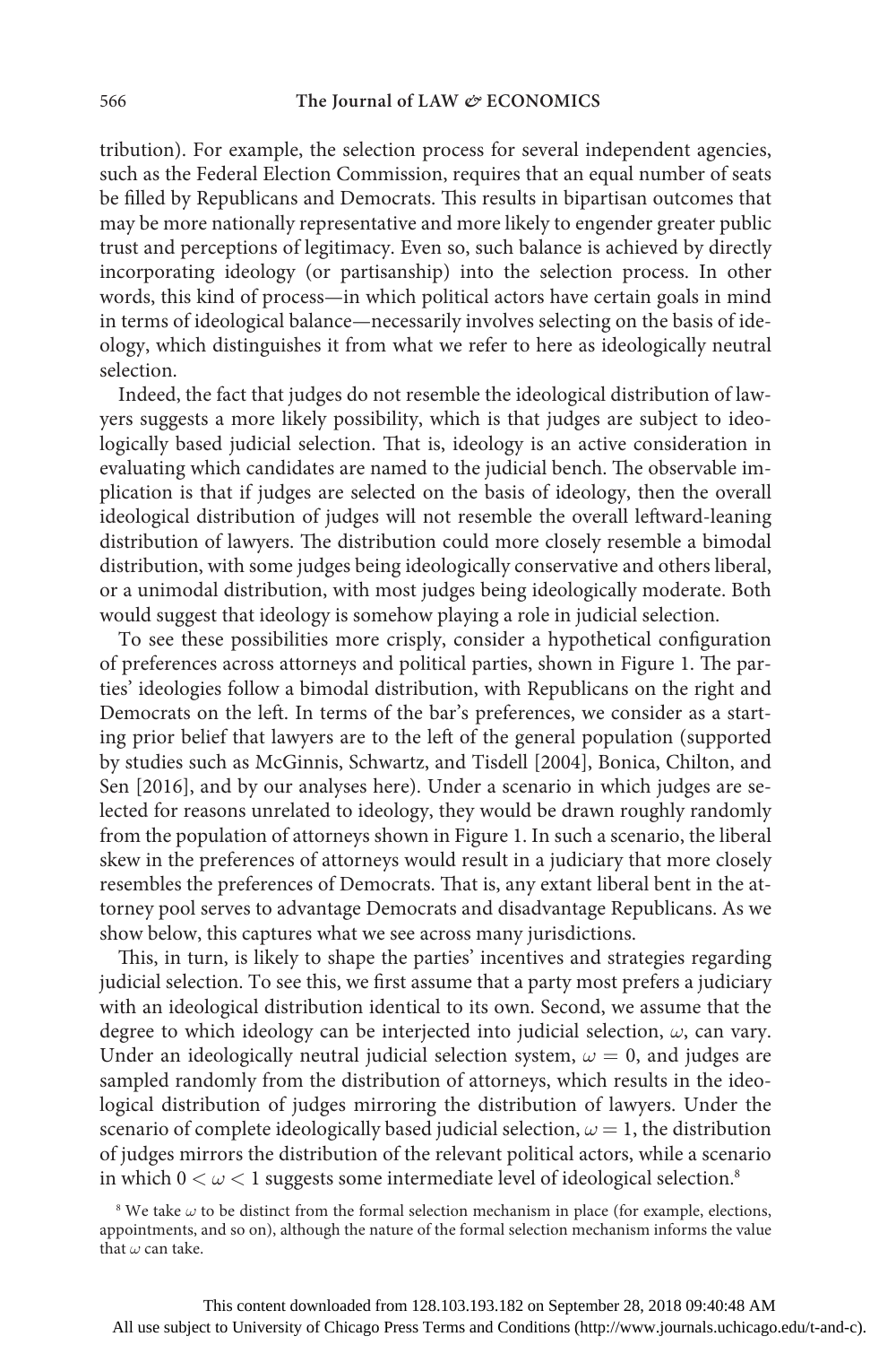tribution). For example, the selection process for several independent agencies, such as the Federal Election Commission, requires that an equal number of seats be filled by Republicans and Democrats. This results in bipartisan outcomes that may be more nationally representative and more likely to engender greater public trust and perceptions of legitimacy. Even so, such balance is achieved by directly incorporating ideology (or partisanship) into the selection process. In other words, this kind of process—in which political actors have certain goals in mind in terms of ideological balance—necessarily involves selecting on the basis of ideology, which distinguishes it from what we refer to here as ideologically neutral selection.

Indeed, the fact that judges do not resemble the ideological distribution of lawyers suggests a more likely possibility, which is that judges are subject to ideologically based judicial selection. That is, ideology is an active consideration in evaluating which candidates are named to the judicial bench. The observable implication is that if judges are selected on the basis of ideology, then the overall ideological distribution of judges will not resemble the overall leftward-leaning distribution of lawyers. The distribution could more closely resemble a bimodal distribution, with some judges being ideologically conservative and others liberal, or a unimodal distribution, with most judges being ideologically moderate. Both would suggest that ideology is somehow playing a role in judicial selection.

To see these possibilities more crisply, consider a hypothetical configuration of preferences across attorneys and political parties, shown in Figure 1. The parties' ideologies follow a bimodal distribution, with Republicans on the right and Democrats on the left. In terms of the bar's preferences, we consider as a starting prior belief that lawyers are to the left of the general population (supported by studies such as McGinnis, Schwartz, and Tisdell [2004], Bonica, Chilton, and Sen [2016], and by our analyses here). Under a scenario in which judges are selected for reasons unrelated to ideology, they would be drawn roughly randomly from the population of attorneys shown in Figure 1. In such a scenario, the liberal skew in the preferences of attorneys would result in a judiciary that more closely resembles the preferences of Democrats. That is, any extant liberal bent in the attorney pool serves to advantage Democrats and disadvantage Republicans. As we show below, this captures what we see across many jurisdictions.

This, in turn, is likely to shape the parties' incentives and strategies regarding judicial selection. To see this, we first assume that a party most prefers a judiciary with an ideological distribution identical to its own. Second, we assume that the degree to which ideology can be interjected into judicial selection, $\omega$, can vary. Under an ideologically neutral judicial selection system, $\omega = 0$, and judges are sampled randomly from the distribution of attorneys, which results in the ideological distribution of judges mirroring the distribution of lawyers. Under the scenario of complete ideologically based judicial selection, $\omega = 1$, the distribution of judges mirrors the distribution of the relevant political actors, while a scenario in which $0 < \omega < 1$ suggests some intermediate level of ideological selection.[8]

[8] We take $\omega$ to be distinct from the formal selection mechanism in place (for example, elections, appointments, and so on), although the nature of the formal selection mechanism informs the value that $\omega$ can take.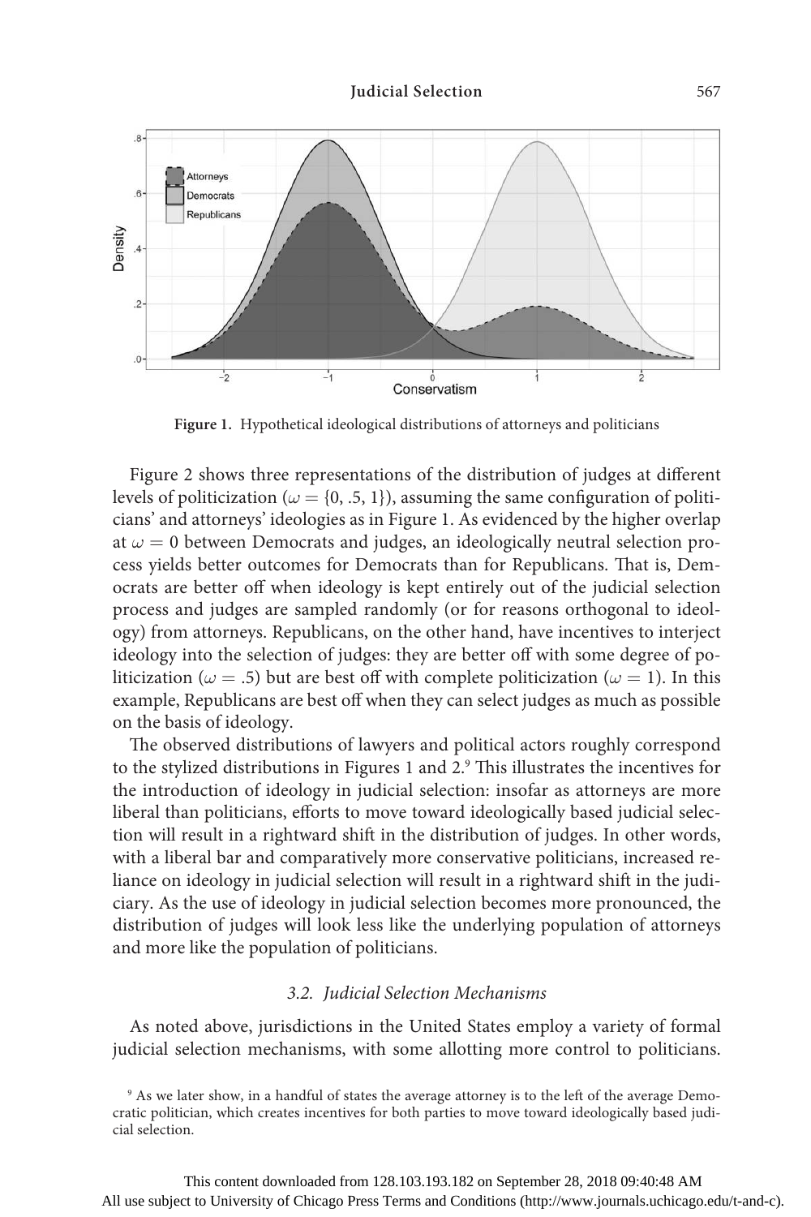**Figure 1.** Hypothetical ideological distributions of attorneys and politicians

Figure 2 shows three representations of the distribution of judges at different levels of politicization ($\omega = \{0, .5, 1\}$), assuming the same configuration of politicians' and attorneys' ideologies as in Figure 1. As evidenced by the higher overlap at $\omega = 0$ between Democrats and judges, an ideologically neutral selection process yields better outcomes for Democrats than for Republicans. That is, Democrats are better off when ideology is kept entirely out of the judicial selection process and judges are sampled randomly (or for reasons orthogonal to ideology) from attorneys. Republicans, on the other hand, have incentives to interject ideology into the selection of judges: they are better off with some degree of politicization ($\omega = .5$) but are best off with complete politicization ($\omega = 1$). In this example, Republicans are best off when they can select judges as much as possible on the basis of ideology.

The observed distributions of lawyers and political actors roughly correspond to the stylized distributions in Figures 1 and 2.[9] This illustrates the incentives for the introduction of ideology in judicial selection: insofar as attorneys are more liberal than politicians, efforts to move toward ideologically based judicial selection will result in a rightward shift in the distribution of judges. In other words, with a liberal bar and comparatively more conservative politicians, increased reliance on ideology in judicial selection will result in a rightward shift in the judiciary. As the use of ideology in judicial selection becomes more pronounced, the distribution of judges will look less like the underlying population of attorneys and more like the population of politicians.

### *3.2. Judicial Selection Mechanisms*

As noted above, jurisdictions in the United States employ a variety of formal judicial selection mechanisms, with some allotting more control to politicians.

[9] As we later show, in a handful of states the average attorney is to the left of the average Democratic politician, which creates incentives for both parties to move toward ideologically based judicial selection.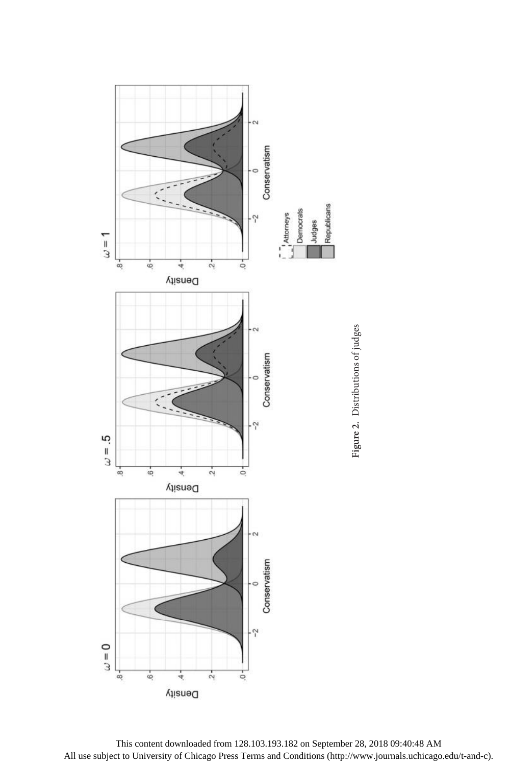**Figure 2.** Distributions of judges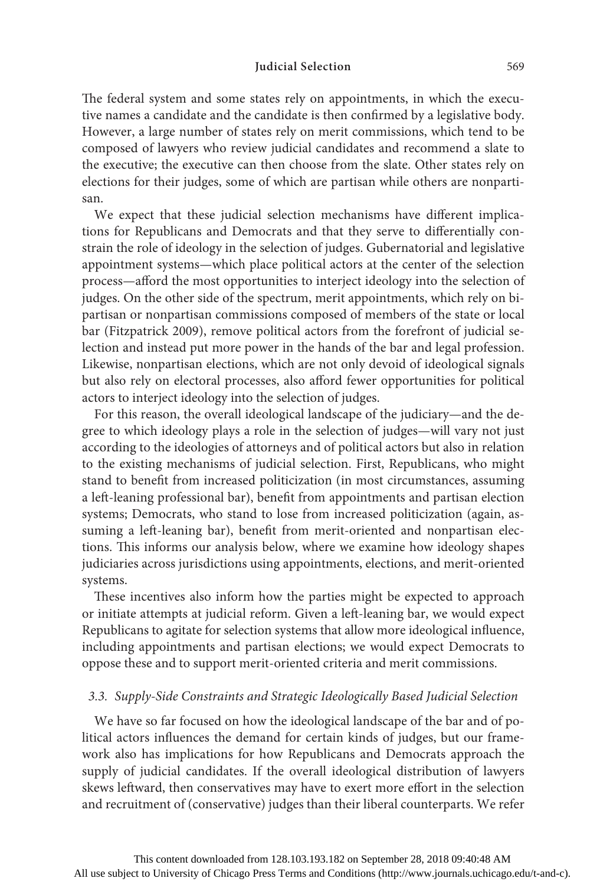The federal system and some states rely on appointments, in which the executive names a candidate and the candidate is then confirmed by a legislative body. However, a large number of states rely on merit commissions, which tend to be composed of lawyers who review judicial candidates and recommend a slate to the executive; the executive can then choose from the slate. Other states rely on elections for their judges, some of which are partisan while others are nonpartisan.

We expect that these judicial selection mechanisms have different implications for Republicans and Democrats and that they serve to differentially constrain the role of ideology in the selection of judges. Gubernatorial and legislative appointment systems—which place political actors at the center of the selection process—afford the most opportunities to interject ideology into the selection of judges. On the other side of the spectrum, merit appointments, which rely on bipartisan or nonpartisan commissions composed of members of the state or local bar (Fitzpatrick 2009), remove political actors from the forefront of judicial selection and instead put more power in the hands of the bar and legal profession. Likewise, nonpartisan elections, which are not only devoid of ideological signals but also rely on electoral processes, also afford fewer opportunities for political actors to interject ideology into the selection of judges.

For this reason, the overall ideological landscape of the judiciary—and the degree to which ideology plays a role in the selection of judges—will vary not just according to the ideologies of attorneys and of political actors but also in relation to the existing mechanisms of judicial selection. First, Republicans, who might stand to benefit from increased politicization (in most circumstances, assuming a left-leaning professional bar), benefit from appointments and partisan election systems; Democrats, who stand to lose from increased politicization (again, assuming a left-leaning bar), benefit from merit-oriented and nonpartisan elections. This informs our analysis below, where we examine how ideology shapes judiciaries across jurisdictions using appointments, elections, and merit-oriented systems.

These incentives also inform how the parties might be expected to approach or initiate attempts at judicial reform. Given a left-leaning bar, we would expect Republicans to agitate for selection systems that allow more ideological influence, including appointments and partisan elections; we would expect Democrats to oppose these and to support merit-oriented criteria and merit commissions.

### *3.3. Supply-Side Constraints and Strategic Ideologically Based Judicial Selection*

We have so far focused on how the ideological landscape of the bar and of political actors influences the demand for certain kinds of judges, but our framework also has implications for how Republicans and Democrats approach the supply of judicial candidates. If the overall ideological distribution of lawyers skews leftward, then conservatives may have to exert more effort in the selection and recruitment of (conservative) judges than their liberal counterparts. We refer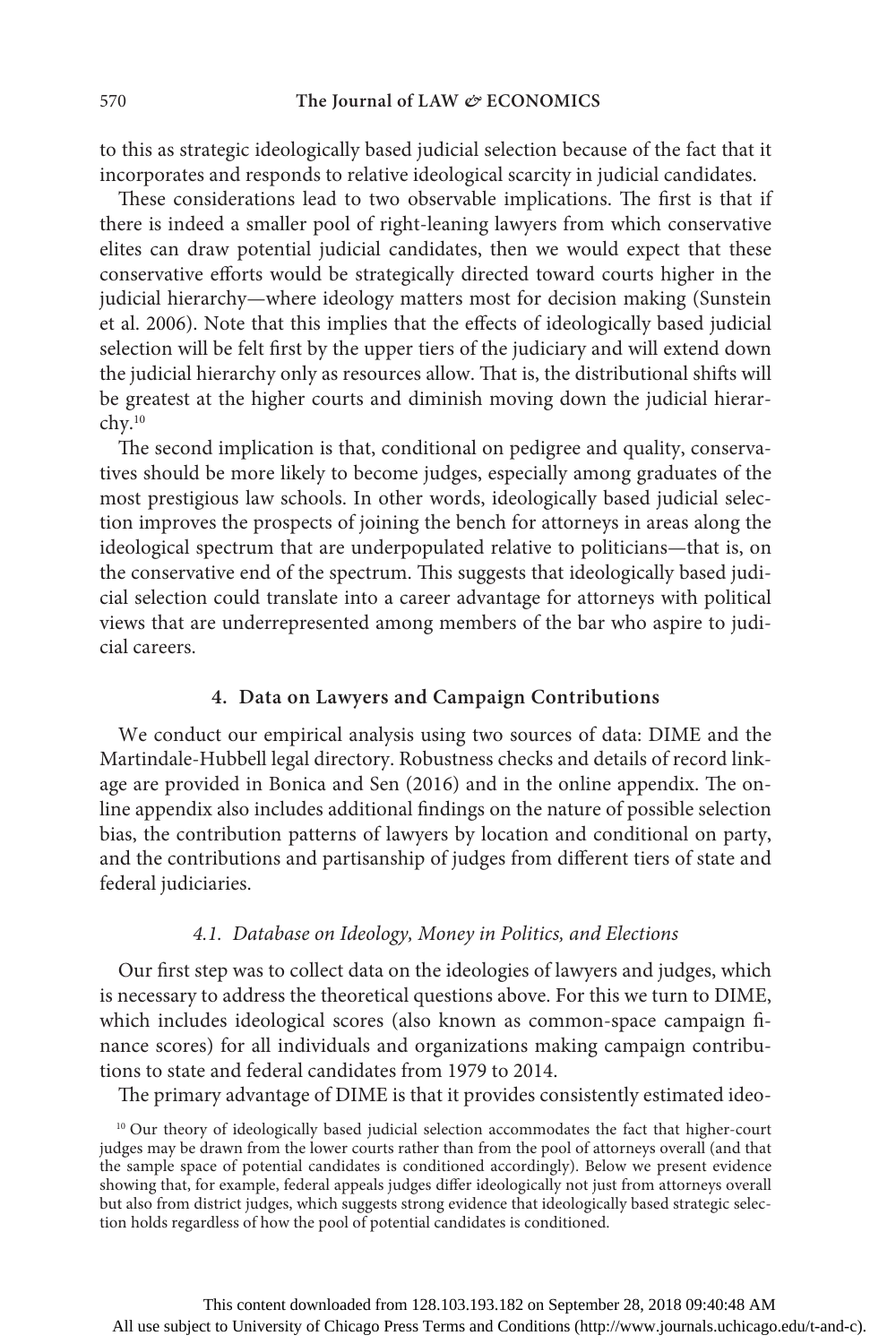to this as strategic ideologically based judicial selection because of the fact that it incorporates and responds to relative ideological scarcity in judicial candidates.

These considerations lead to two observable implications. The first is that if there is indeed a smaller pool of right-leaning lawyers from which conservative elites can draw potential judicial candidates, then we would expect that these conservative efforts would be strategically directed toward courts higher in the judicial hierarchy—where ideology matters most for decision making (Sunstein et al. 2006). Note that this implies that the effects of ideologically based judicial selection will be felt first by the upper tiers of the judiciary and will extend down the judicial hierarchy only as resources allow. That is, the distributional shifts will be greatest at the higher courts and diminish moving down the judicial hierarchy.[10]

The second implication is that, conditional on pedigree and quality, conservatives should be more likely to become judges, especially among graduates of the most prestigious law schools. In other words, ideologically based judicial selection improves the prospects of joining the bench for attorneys in areas along the ideological spectrum that are underpopulated relative to politicians—that is, on the conservative end of the spectrum. This suggests that ideologically based judicial selection could translate into a career advantage for attorneys with political views that are underrepresented among members of the bar who aspire to judicial careers.

## 4. Data on Lawyers and Campaign Contributions

We conduct our empirical analysis using two sources of data: DIME and the Martindale-Hubbell legal directory. Robustness checks and details of record linkage are provided in Bonica and Sen (2016) and in the online appendix. The online appendix also includes additional findings on the nature of possible selection bias, the contribution patterns of lawyers by location and conditional on party, and the contributions and partisanship of judges from different tiers of state and federal judiciaries.

### *4.1. Database on Ideology, Money in Politics, and Elections*

Our first step was to collect data on the ideologies of lawyers and judges, which is necessary to address the theoretical questions above. For this we turn to DIME, which includes ideological scores (also known as common-space campaign finance scores) for all individuals and organizations making campaign contributions to state and federal candidates from 1979 to 2014.

The primary advantage of DIME is that it provides consistently estimated ideo-

[10] Our theory of ideologically based judicial selection accommodates the fact that higher-court judges may be drawn from the lower courts rather than from the pool of attorneys overall (and that the sample space of potential candidates is conditioned accordingly). Below we present evidence showing that, for example, federal appeals judges differ ideologically not just from attorneys overall but also from district judges, which suggests strong evidence that ideologically based strategic selection holds regardless of how the pool of potential candidates is conditioned.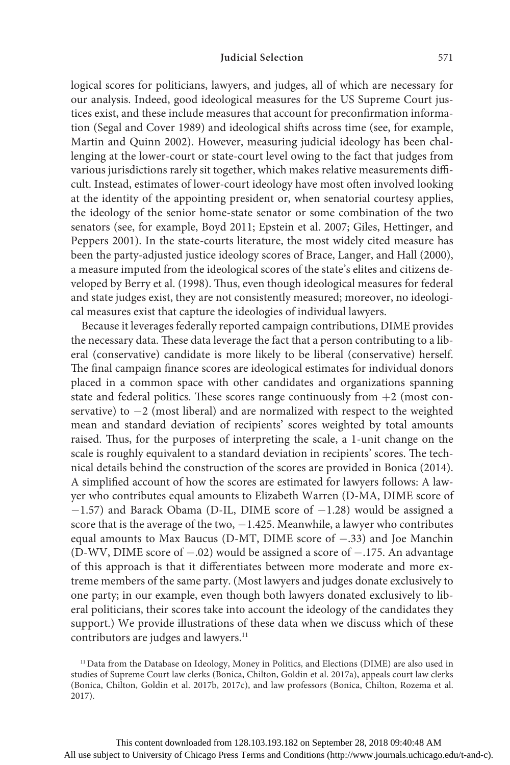logical scores for politicians, lawyers, and judges, all of which are necessary for our analysis. Indeed, good ideological measures for the US Supreme Court justices exist, and these include measures that account for preconfirmation information (Segal and Cover 1989) and ideological shifts across time (see, for example, Martin and Quinn 2002). However, measuring judicial ideology has been challenging at the lower-court or state-court level owing to the fact that judges from various jurisdictions rarely sit together, which makes relative measurements difficult. Instead, estimates of lower-court ideology have most often involved looking at the identity of the appointing president or, when senatorial courtesy applies, the ideology of the senior home-state senator or some combination of the two senators (see, for example, Boyd 2011; Epstein et al. 2007; Giles, Hettinger, and Peppers 2001). In the state-courts literature, the most widely cited measure has been the party-adjusted justice ideology scores of Brace, Langer, and Hall (2000), a measure imputed from the ideological scores of the state's elites and citizens developed by Berry et al. (1998). Thus, even though ideological measures for federal and state judges exist, they are not consistently measured; moreover, no ideological measures exist that capture the ideologies of individual lawyers.

Because it leverages federally reported campaign contributions, DIME provides the necessary data. These data leverage the fact that a person contributing to a liberal (conservative) candidate is more likely to be liberal (conservative) herself. The final campaign finance scores are ideological estimates for individual donors placed in a common space with other candidates and organizations spanning state and federal politics. These scores range continuously from $+2$ (most conservative) to $-2$ (most liberal) and are normalized with respect to the weighted mean and standard deviation of recipients' scores weighted by total amounts raised. Thus, for the purposes of interpreting the scale, a 1-unit change on the scale is roughly equivalent to a standard deviation in recipients' scores. The technical details behind the construction of the scores are provided in Bonica (2014). A simplified account of how the scores are estimated for lawyers follows: A lawyer who contributes equal amounts to Elizabeth Warren (D-MA, DIME score of $-1.57$) and Barack Obama (D-IL, DIME score of $-1.28$) would be assigned a score that is the average of the two, $-1.425$. Meanwhile, a lawyer who contributes equal amounts to Max Baucus (D-MT, DIME score of $-.33$) and Joe Manchin (D-WV, DIME score of $-.02$) would be assigned a score of $-.175$. An advantage of this approach is that it differentiates between more moderate and more extreme members of the same party. (Most lawyers and judges donate exclusively to one party; in our example, even though both lawyers donated exclusively to liberal politicians, their scores take into account the ideology of the candidates they support.) We provide illustrations of these data when we discuss which of these contributors are judges and lawyers.[11]

[11] Data from the Database on Ideology, Money in Politics, and Elections (DIME) are also used in studies of Supreme Court law clerks (Bonica, Chilton, Goldin et al. 2017a), appeals court law clerks (Bonica, Chilton, Goldin et al. 2017b, 2017c), and law professors (Bonica, Chilton, Rozema et al. 2017).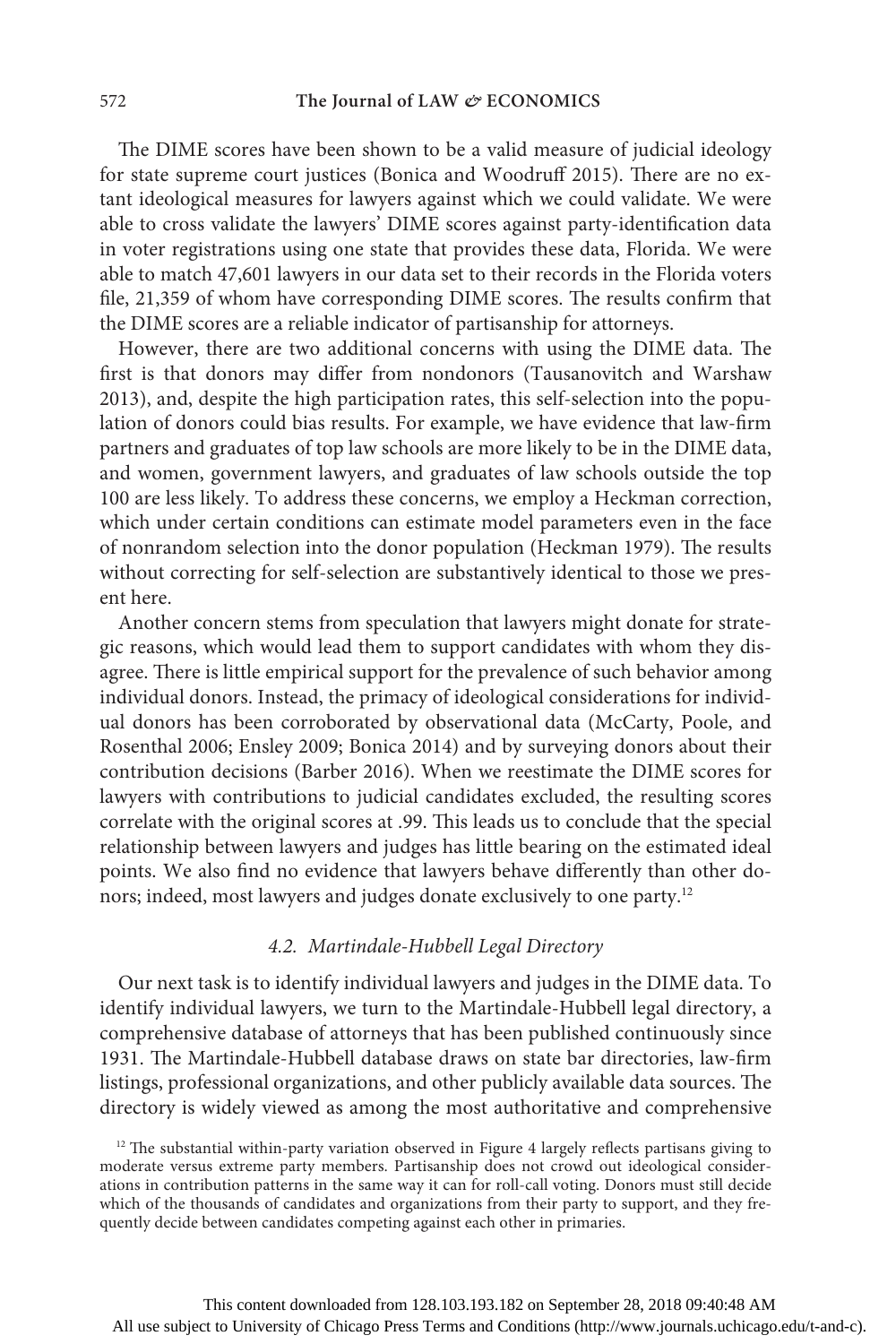The DIME scores have been shown to be a valid measure of judicial ideology for state supreme court justices (Bonica and Woodruff 2015). There are no extant ideological measures for lawyers against which we could validate. We were able to cross validate the lawyers' DIME scores against party-identification data in voter registrations using one state that provides these data, Florida. We were able to match 47,601 lawyers in our data set to their records in the Florida voters file, 21,359 of whom have corresponding DIME scores. The results confirm that the DIME scores are a reliable indicator of partisanship for attorneys.

However, there are two additional concerns with using the DIME data. The first is that donors may differ from nondonors (Tausanovitch and Warshaw 2013), and, despite the high participation rates, this self-selection into the population of donors could bias results. For example, we have evidence that law-firm partners and graduates of top law schools are more likely to be in the DIME data, and women, government lawyers, and graduates of law schools outside the top 100 are less likely. To address these concerns, we employ a Heckman correction, which under certain conditions can estimate model parameters even in the face of nonrandom selection into the donor population (Heckman 1979). The results without correcting for self-selection are substantively identical to those we present here.

Another concern stems from speculation that lawyers might donate for strategic reasons, which would lead them to support candidates with whom they disagree. There is little empirical support for the prevalence of such behavior among individual donors. Instead, the primacy of ideological considerations for individual donors has been corroborated by observational data (McCarty, Poole, and Rosenthal 2006; Ensley 2009; Bonica 2014) and by surveying donors about their contribution decisions (Barber 2016). When we reestimate the DIME scores for lawyers with contributions to judicial candidates excluded, the resulting scores correlate with the original scores at .99. This leads us to conclude that the special relationship between lawyers and judges has little bearing on the estimated ideal points. We also find no evidence that lawyers behave differently than other donors; indeed, most lawyers and judges donate exclusively to one party.[12]

### *4.2. Martindale-Hubbell Legal Directory*

Our next task is to identify individual lawyers and judges in the DIME data. To identify individual lawyers, we turn to the Martindale-Hubbell legal directory, a comprehensive database of attorneys that has been published continuously since 1931. The Martindale-Hubbell database draws on state bar directories, law-firm listings, professional organizations, and other publicly available data sources. The directory is widely viewed as among the most authoritative and comprehensive

[12] The substantial within-party variation observed in Figure 4 largely reflects partisans giving to moderate versus extreme party members. Partisanship does not crowd out ideological considerations in contribution patterns in the same way it can for roll-call voting. Donors must still decide which of the thousands of candidates and organizations from their party to support, and they frequently decide between candidates competing against each other in primaries.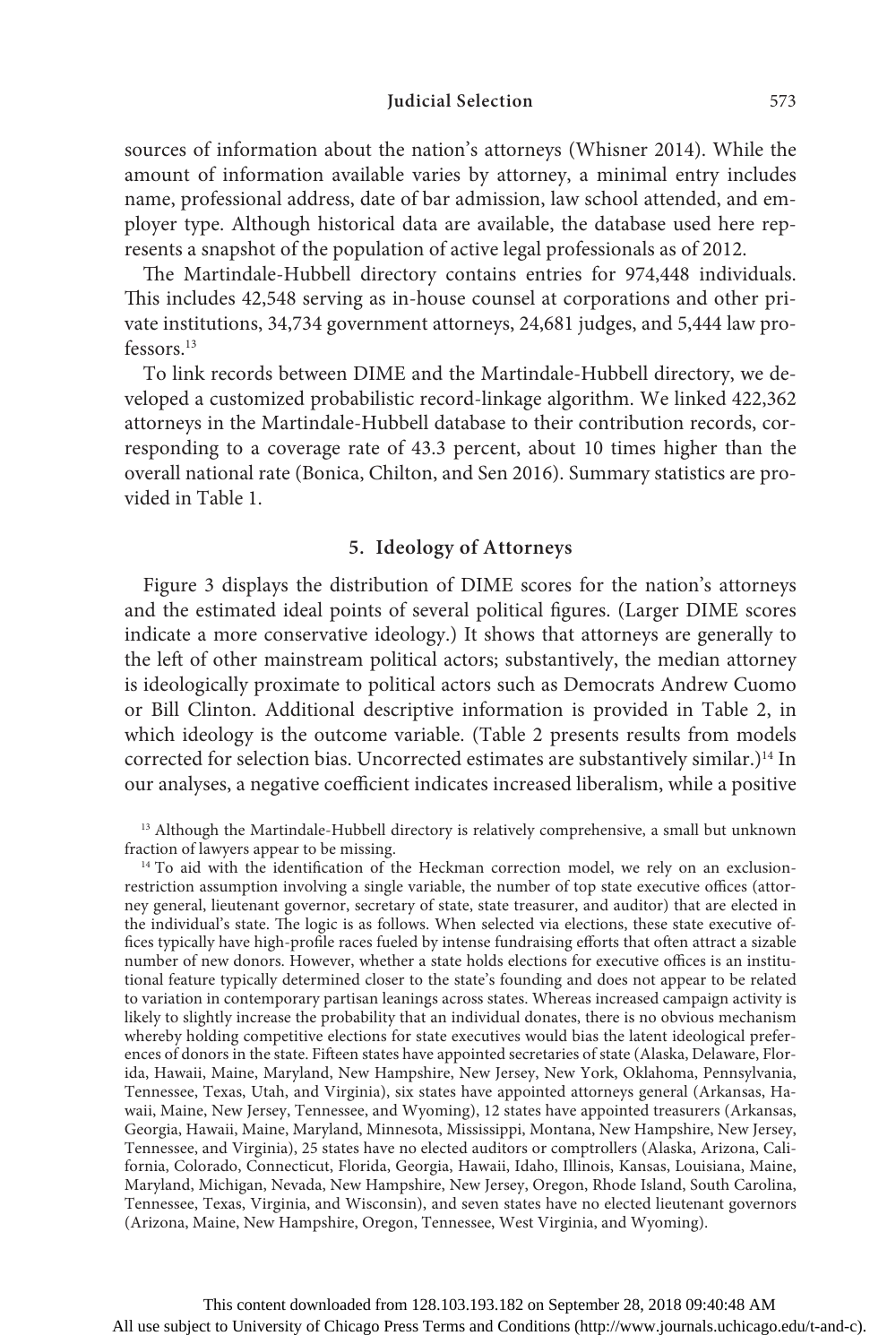sources of information about the nation's attorneys (Whisner 2014). While the amount of information available varies by attorney, a minimal entry includes name, professional address, date of bar admission, law school attended, and employer type. Although historical data are available, the database used here represents a snapshot of the population of active legal professionals as of 2012.

The Martindale-Hubbell directory contains entries for 974,448 individuals. This includes 42,548 serving as in-house counsel at corporations and other private institutions, 34,734 government attorneys, 24,681 judges, and 5,444 law professors.[13]

To link records between DIME and the Martindale-Hubbell directory, we developed a customized probabilistic record-linkage algorithm. We linked 422,362 attorneys in the Martindale-Hubbell database to their contribution records, corresponding to a coverage rate of 43.3 percent, about 10 times higher than the overall national rate (Bonica, Chilton, and Sen 2016). Summary statistics are provided in Table 1.

## 5. Ideology of Attorneys

Figure 3 displays the distribution of DIME scores for the nation's attorneys and the estimated ideal points of several political figures. (Larger DIME scores indicate a more conservative ideology.) It shows that attorneys are generally to the left of other mainstream political actors; substantively, the median attorney is ideologically proximate to political actors such as Democrats Andrew Cuomo or Bill Clinton. Additional descriptive information is provided in Table 2, in which ideology is the outcome variable. (Table 2 presents results from models corrected for selection bias. Uncorrected estimates are substantively similar.)[14] In our analyses, a negative coefficient indicates increased liberalism, while a positive

---

[13] Although the Martindale-Hubbell directory is relatively comprehensive, a small but unknown fraction of lawyers appear to be missing.

[14] To aid with the identification of the Heckman correction model, we rely on an exclusion-restriction assumption involving a single variable, the number of top state executive offices (attorney general, lieutenant governor, secretary of state, state treasurer, and auditor) that are elected in the individual's state. The logic is as follows. When selected via elections, these state executive offices typically have high-profile races fueled by intense fundraising efforts that often attract a sizable number of new donors. However, whether a state holds elections for executive offices is an institutional feature typically determined closer to the state's founding and does not appear to be related to variation in contemporary partisan leanings across states. Whereas increased campaign activity is likely to slightly increase the probability that an individual donates, there is no obvious mechanism whereby holding competitive elections for state executives would bias the latent ideological preferences of donors in the state. Fifteen states have appointed secretaries of state (Alaska, Delaware, Florida, Hawaii, Maine, Maryland, New Hampshire, New Jersey, New York, Oklahoma, Pennsylvania, Tennessee, Texas, Utah, and Virginia), six states have appointed attorneys general (Arkansas, Hawaii, Maine, New Jersey, Tennessee, and Wyoming), 12 states have appointed treasurers (Arkansas, Georgia, Hawaii, Maine, Maryland, Minnesota, Mississippi, Montana, New Hampshire, New Jersey, Tennessee, and Virginia), 25 states have no elected auditors or comptrollers (Alaska, Arizona, California, Colorado, Connecticut, Florida, Georgia, Hawaii, Idaho, Illinois, Kansas, Louisiana, Maine, Maryland, Michigan, Nevada, New Hampshire, New Jersey, Oregon, Rhode Island, South Carolina, Tennessee, Texas, Virginia, and Wisconsin), and seven states have no elected lieutenant governors (Arizona, Maine, New Hampshire, Oregon, Tennessee, West Virginia, and Wyoming).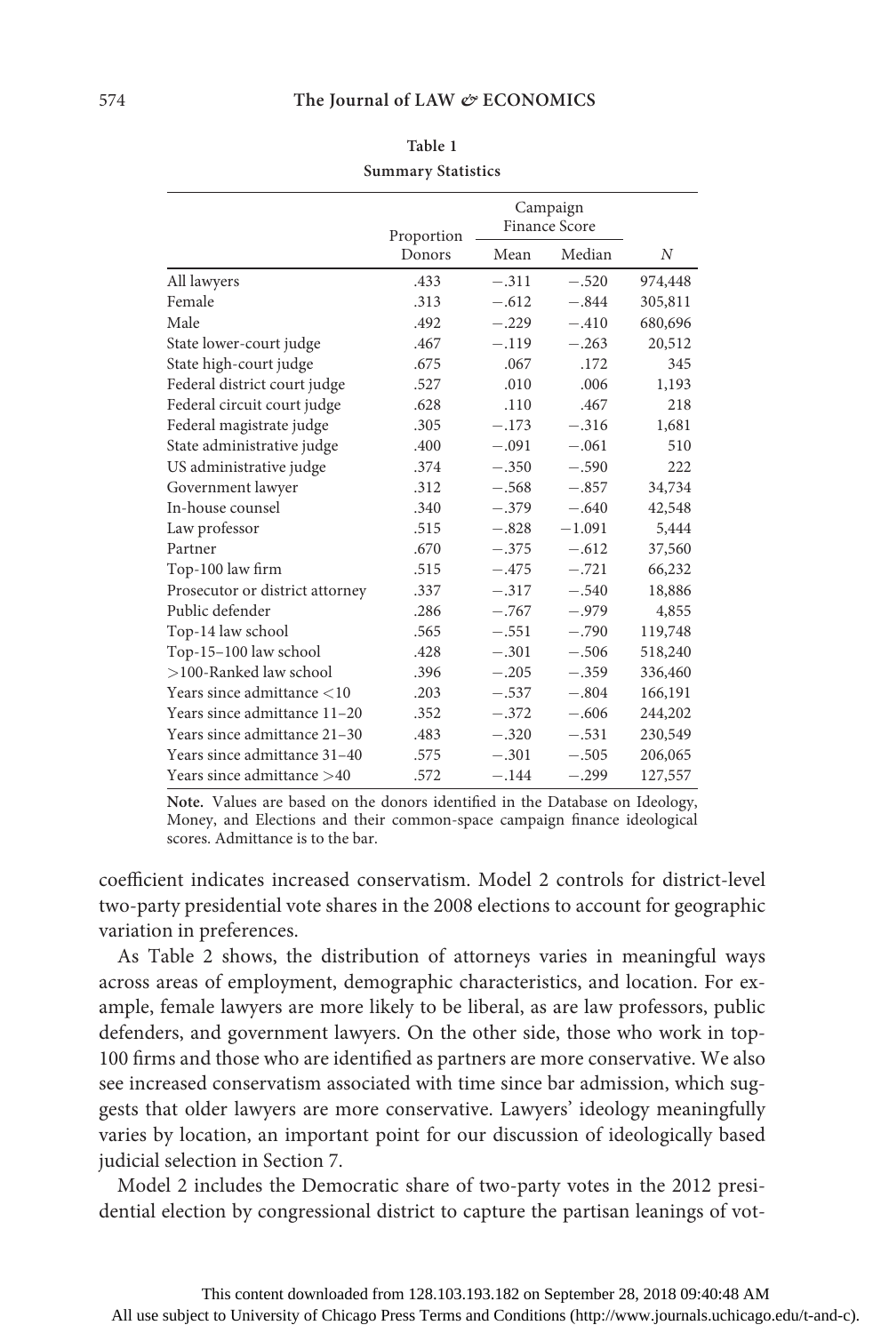**Table 1**
**Summary Statistics**

| | Proportion Donors | Campaign Finance Score | | N |
|---|---|---|---|---|
| | | Mean | Median | |
| All lawyers | .433 | −.311 | −.520 | 974,448 |
| Female | .313 | −.612 | −.844 | 305,811 |
| Male | .492 | −.229 | −.410 | 680,696 |
| State lower-court judge | .467 | −.119 | −.263 | 20,512 |
| State high-court judge | .675 | .067 | .172 | 345 |
| Federal district court judge | .527 | .010 | .006 | 1,193 |
| Federal circuit court judge | .628 | .110 | .467 | 218 |
| Federal magistrate judge | .305 | −.173 | −.316 | 1,681 |
| State administrative judge | .400 | −.091 | −.061 | 510 |
| US administrative judge | .374 | −.350 | −.590 | 222 |
| Government lawyer | .312 | −.568 | −.857 | 34,734 |
| In-house counsel | .340 | −.379 | −.640 | 42,548 |
| Law professor | .515 | −.828 | −1.091 | 5,444 |
| Partner | .670 | −.375 | −.612 | 37,560 |
| Top-100 law firm | .515 | −.475 | −.721 | 66,232 |
| Prosecutor or district attorney | .337 | −.317 | −.540 | 18,886 |
| Public defender | .286 | −.767 | −.979 | 4,855 |
| Top-14 law school | .565 | −.551 | −.790 | 119,748 |
| Top-15–100 law school | .428 | −.301 | −.506 | 518,240 |
| >100-Ranked law school | .396 | −.205 | −.359 | 336,460 |
| Years since admittance <10 | .203 | −.537 | −.804 | 166,191 |
| Years since admittance 11–20 | .352 | −.372 | −.606 | 244,202 |
| Years since admittance 21–30 | .483 | −.320 | −.531 | 230,549 |
| Years since admittance 31–40 | .575 | −.301 | −.505 | 206,065 |
| Years since admittance >40 | .572 | −.144 | −.299 | 127,557 |

**Note.** Values are based on the donors identified in the Database on Ideology, Money, and Elections and their common-space campaign finance ideological scores. Admittance is to the bar.

coefficient indicates increased conservatism. Model 2 controls for district-level two-party presidential vote shares in the 2008 elections to account for geographic variation in preferences.

As Table 2 shows, the distribution of attorneys varies in meaningful ways across areas of employment, demographic characteristics, and location. For example, female lawyers are more likely to be liberal, as are law professors, public defenders, and government lawyers. On the other side, those who work in top-100 firms and those who are identified as partners are more conservative. We also see increased conservatism associated with time since bar admission, which suggests that older lawyers are more conservative. Lawyers' ideology meaningfully varies by location, an important point for our discussion of ideologically based judicial selection in Section 7.

Model 2 includes the Democratic share of two-party votes in the 2012 presidential election by congressional district to capture the partisan leanings of vot-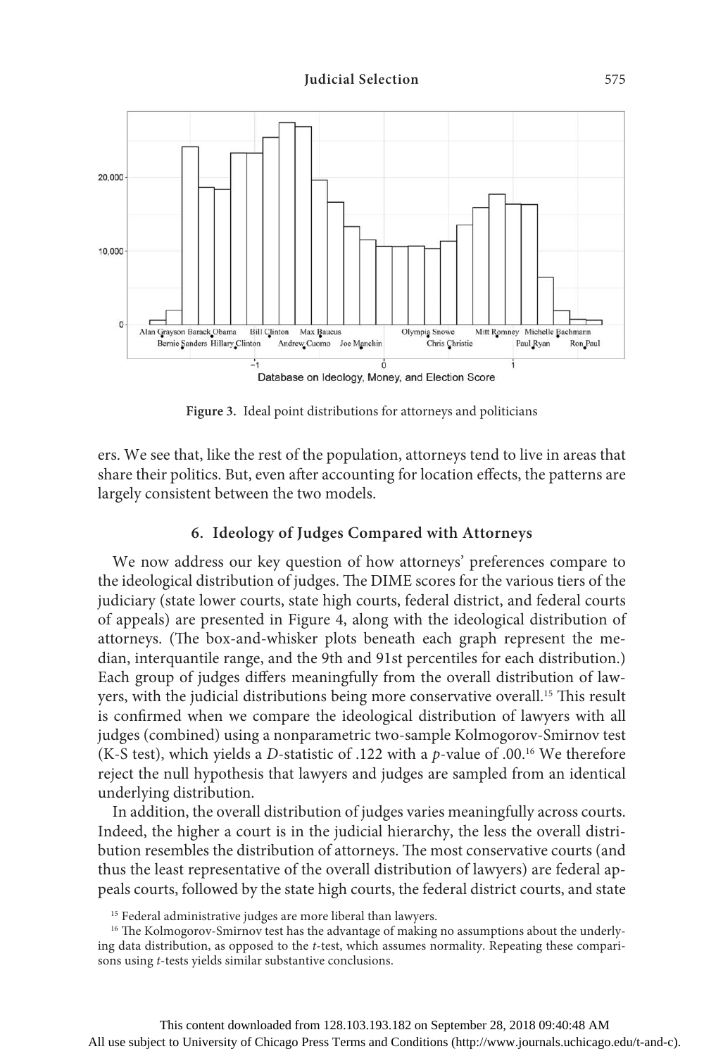**Figure 3.** Ideal point distributions for attorneys and politicians

ers. We see that, like the rest of the population, attorneys tend to live in areas that share their politics. But, even after accounting for location effects, the patterns are largely consistent between the two models.

### 6. Ideology of Judges Compared with Attorneys

We now address our key question of how attorneys' preferences compare to the ideological distribution of judges. The DIME scores for the various tiers of the judiciary (state lower courts, state high courts, federal district, and federal courts of appeals) are presented in Figure 4, along with the ideological distribution of attorneys. (The box-and-whisker plots beneath each graph represent the median, interquantile range, and the 9th and 91st percentiles for each distribution.) Each group of judges differs meaningfully from the overall distribution of lawyers, with the judicial distributions being more conservative overall.[15] This result is confirmed when we compare the ideological distribution of lawyers with all judges (combined) using a nonparametric two-sample Kolmogorov-Smirnov test (K-S test), which yields a $D$-statistic of .122 with a $p$-value of .00.[16] We therefore reject the null hypothesis that lawyers and judges are sampled from an identical underlying distribution.

In addition, the overall distribution of judges varies meaningfully across courts. Indeed, the higher a court is in the judicial hierarchy, the less the overall distribution resembles the distribution of attorneys. The most conservative courts (and thus the least representative of the overall distribution of lawyers) are federal appeals courts, followed by the state high courts, the federal district courts, and state

[15] Federal administrative judges are more liberal than lawyers.

[16] The Kolmogorov-Smirnov test has the advantage of making no assumptions about the underlying data distribution, as opposed to the $t$-test, which assumes normality. Repeating these comparisons using $t$-tests yields similar substantive conclusions.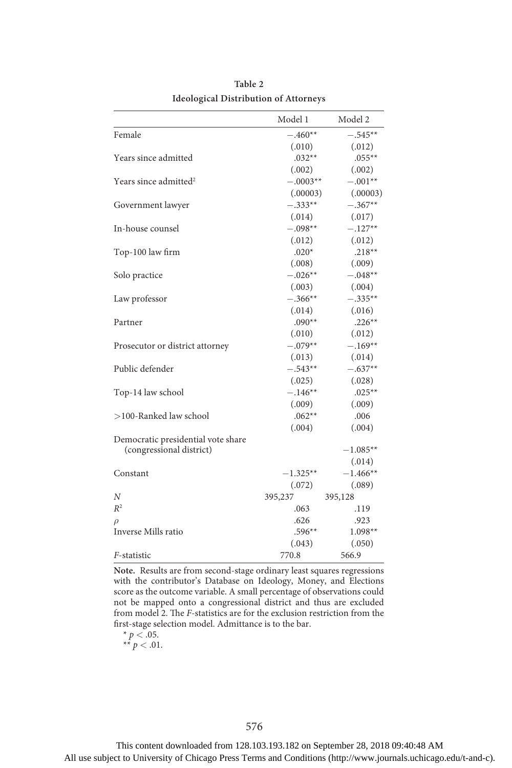**Table 2**
**Ideological Distribution of Attorneys**

| | Model 1 | Model 2 |
|---|---|---|
| Female | −.460** | −.545** |
| | (.010) | (.012) |
| Years since admitted | .032** | .055** |
| | (.002) | (.002) |
| Years since admitted[2] | −.0003** | −.001** |
| | (.00003) | (.00003) |
| Government lawyer | −.333** | −.367** |
| | (.014) | (.017) |
| In-house counsel | −.098** | −.127** |
| | (.012) | (.012) |
| Top-100 law firm | .020* | .218** |
| | (.008) | (.009) |
| Solo practice | −.026** | −.048** |
| | (.003) | (.004) |
| Law professor | −.366** | −.335** |
| | (.014) | (.016) |
| Partner | .090** | .226** |
| | (.010) | (.012) |
| Prosecutor or district attorney | −.079** | −.169** |
| | (.013) | (.014) |
| Public defender | −.543** | −.637** |
| | (.025) | (.028) |
| Top-14 law school | −.146** | .025** |
| | (.009) | (.009) |
| >100-Ranked law school | .062** | .006 |
| | (.004) | (.004) |
| Democratic presidential vote share (congressional district) | | −1.085** |
| | | (.014) |
| Constant | −1.325** | −1.466** |
| | (.072) | (.089) |
| $N$ | 395,237 | 395,128 |
| $R^2$ | .063 | .119 |
| $\rho$ | .626 | .923 |
| Inverse Mills ratio | .596** | 1.098** |
| | (.043) | (.050) |
| $F$-statistic | 770.8 | 566.9 |

**Note.** Results are from second-stage ordinary least squares regressions with the contributor's Database on Ideology, Money, and Elections score as the outcome variable. A small percentage of observations could not be mapped onto a congressional district and thus are excluded from model 2. The $F$-statistics are for the exclusion restriction from the first-stage selection model. Admittance is to the bar.

\* $p < .05$.
\*\* $p < .01$.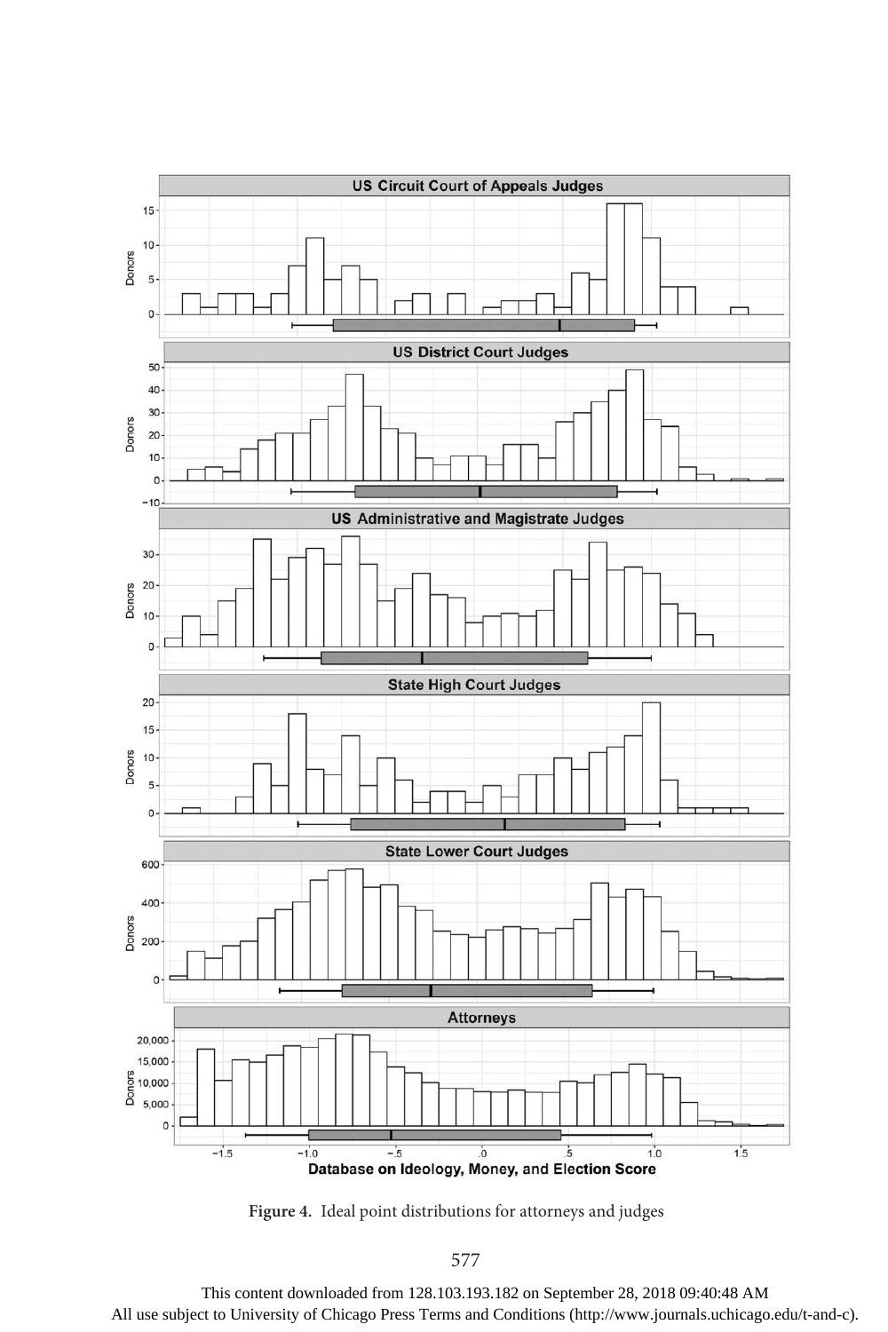**Figure 4.** Ideal point distributions for attorneys and judges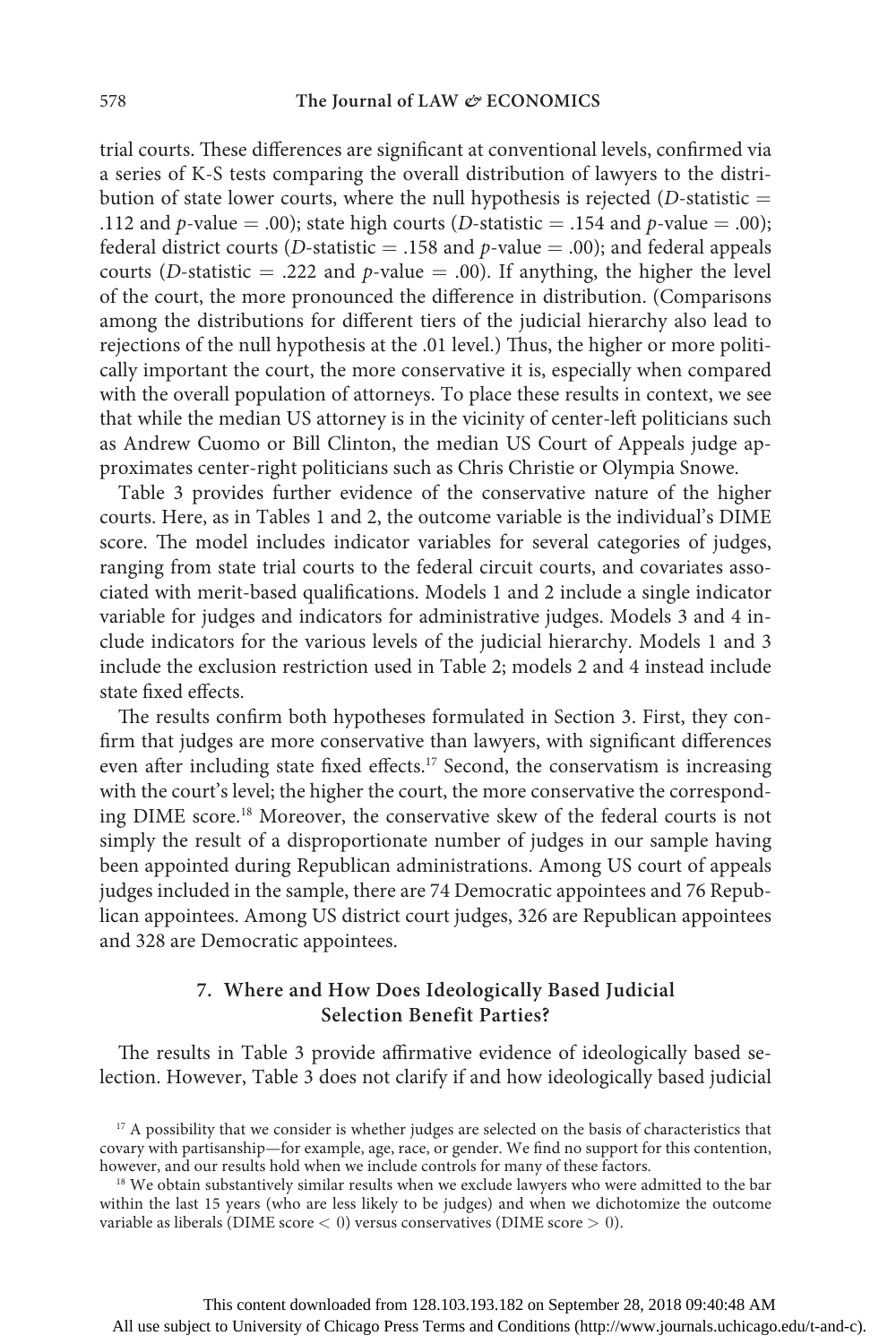trial courts. These differences are significant at conventional levels, confirmed via a series of K-S tests comparing the overall distribution of lawyers to the distribution of state lower courts, where the null hypothesis is rejected ($D$-statistic $=$ .112 and $p$-value $=$ .00); state high courts ($D$-statistic $=$ .154 and $p$-value $=$ .00); federal district courts ($D$-statistic $=$ .158 and $p$-value $=$ .00); and federal appeals courts ($D$-statistic $=$ .222 and $p$-value $=$ .00). If anything, the higher the level of the court, the more pronounced the difference in distribution. (Comparisons among the distributions for different tiers of the judicial hierarchy also lead to rejections of the null hypothesis at the .01 level.) Thus, the higher or more politically important the court, the more conservative it is, especially when compared with the overall population of attorneys. To place these results in context, we see that while the median US attorney is in the vicinity of center-left politicians such as Andrew Cuomo or Bill Clinton, the median US Court of Appeals judge approximates center-right politicians such as Chris Christie or Olympia Snowe.

Table 3 provides further evidence of the conservative nature of the higher courts. Here, as in Tables 1 and 2, the outcome variable is the individual's DIME score. The model includes indicator variables for several categories of judges, ranging from state trial courts to the federal circuit courts, and covariates associated with merit-based qualifications. Models 1 and 2 include a single indicator variable for judges and indicators for administrative judges. Models 3 and 4 include indicators for the various levels of the judicial hierarchy. Models 1 and 3 include the exclusion restriction used in Table 2; models 2 and 4 instead include state fixed effects.

The results confirm both hypotheses formulated in Section 3. First, they confirm that judges are more conservative than lawyers, with significant differences even after including state fixed effects.[17] Second, the conservatism is increasing with the court's level; the higher the court, the more conservative the corresponding DIME score.[18] Moreover, the conservative skew of the federal courts is not simply the result of a disproportionate number of judges in our sample having been appointed during Republican administrations. Among US court of appeals judges included in the sample, there are 74 Democratic appointees and 76 Republican appointees. Among US district court judges, 326 are Republican appointees and 328 are Democratic appointees.

## 7. Where and How Does Ideologically Based Judicial Selection Benefit Parties?

The results in Table 3 provide affirmative evidence of ideologically based selection. However, Table 3 does not clarify if and how ideologically based judicial

[17] A possibility that we consider is whether judges are selected on the basis of characteristics that covary with partisanship—for example, age, race, or gender. We find no support for this contention, however, and our results hold when we include controls for many of these factors.

[18] We obtain substantively similar results when we exclude lawyers who were admitted to the bar within the last 15 years (who are less likely to be judges) and when we dichotomize the outcome variable as liberals (DIME score $< 0$) versus conservatives (DIME score $> 0$).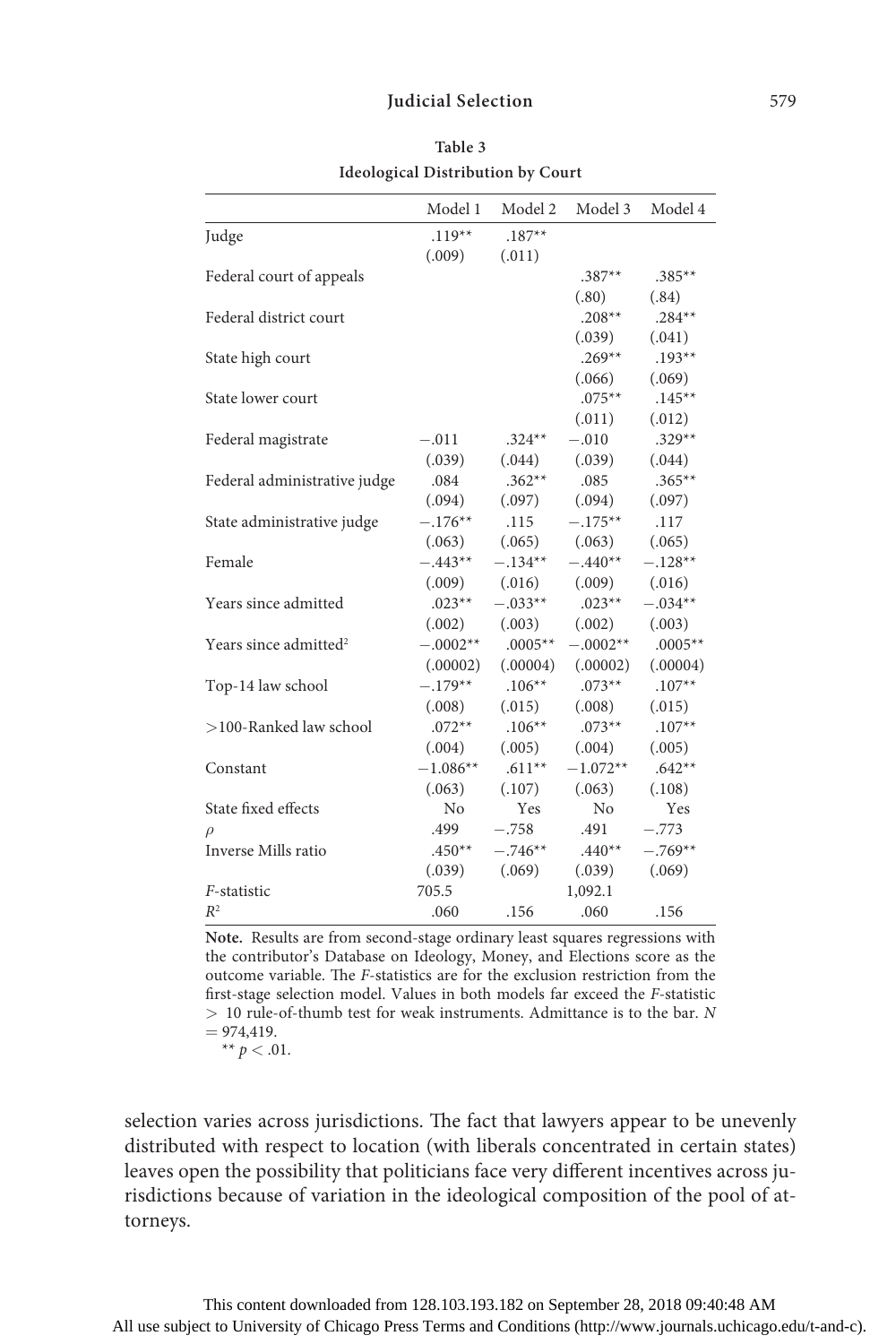**Table 3**
**Ideological Distribution by Court**

| | Model 1 | Model 2 | Model 3 | Model 4 |
|---|---|---|---|---|
| Judge | .119** | .187** | | |
| | (.009) | (.011) | | |
| Federal court of appeals | | | .387** | .385** |
| | | | (.80) | (.84) |
| Federal district court | | | .208** | .284** |
| | | | (.039) | (.041) |
| State high court | | | .269** | .193** |
| | | | (.066) | (.069) |
| State lower court | | | .075** | .145** |
| | | | (.011) | (.012) |
| Federal magistrate | −.011 | .324** | −.010 | .329** |
| | (.039) | (.044) | (.039) | (.044) |
| Federal administrative judge | .084 | .362** | .085 | .365** |
| | (.094) | (.097) | (.094) | (.097) |
| State administrative judge | −.176** | .115 | −.175** | .117 |
| | (.063) | (.065) | (.063) | (.065) |
| Female | −.443** | −.134** | −.440** | −.128** |
| | (.009) | (.016) | (.009) | (.016) |
| Years since admitted | .023** | −.033** | .023** | −.034** |
| | (.002) | (.003) | (.002) | (.003) |
| Years since admitted$^2$ | −.0002** | .0005** | −.0002** | .0005** |
| | (.00002) | (.00004) | (.00002) | (.00004) |
| Top-14 law school | −.179** | .106** | .073** | .107** |
| | (.008) | (.015) | (.008) | (.015) |
| >100-Ranked law school | .072** | .106** | .073** | .107** |
| | (.004) | (.005) | (.004) | (.005) |
| Constant | −1.086** | .611** | −1.072** | .642** |
| | (.063) | (.107) | (.063) | (.108) |
| State fixed effects | No | Yes | No | Yes |
| $\rho$ | .499 | −.758 | .491 | −.773 |
| Inverse Mills ratio | .450** | −.746** | .440** | −.769** |
| | (.039) | (.069) | (.039) | (.069) |
| *F*-statistic | 705.5 | | 1,092.1 | |
| $R^2$ | .060 | .156 | .060 | .156 |

**Note.** Results are from second-stage ordinary least squares regressions with the contributor's Database on Ideology, Money, and Elections score as the outcome variable. The *F*-statistics are for the exclusion restriction from the first-stage selection model. Values in both models far exceed the *F*-statistic $> 10$ rule-of-thumb test for weak instruments. Admittance is to the bar. $N = 974{,}419$.

** $p < .01$.

selection varies across jurisdictions. The fact that lawyers appear to be unevenly distributed with respect to location (with liberals concentrated in certain states) leaves open the possibility that politicians face very different incentives across jurisdictions because of variation in the ideological composition of the pool of attorneys.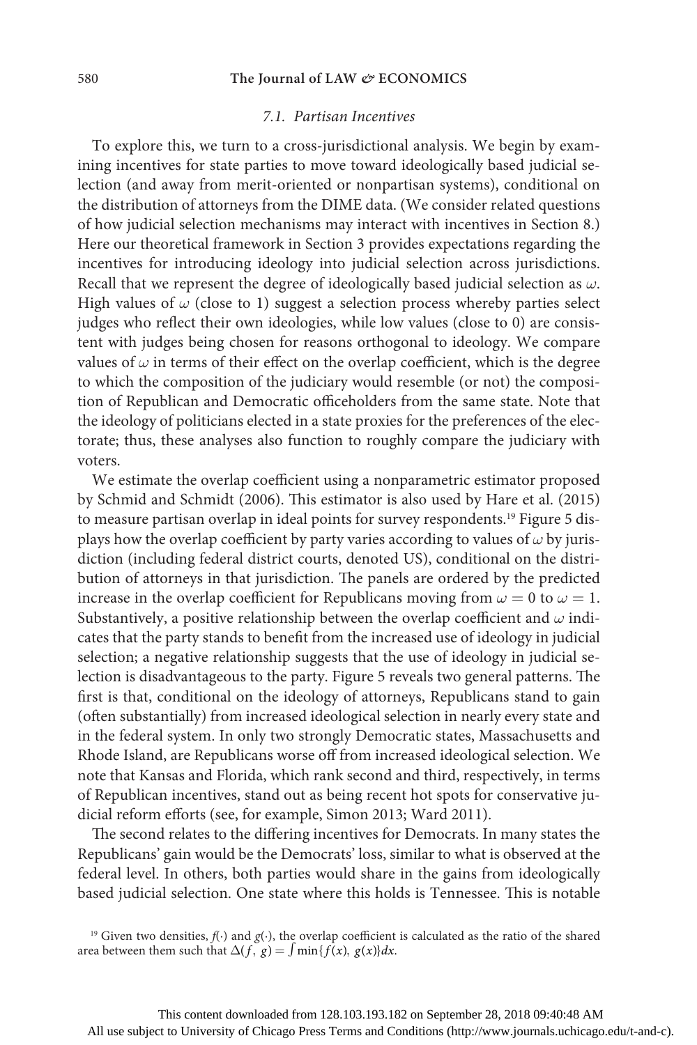### 7.1. Partisan Incentives

To explore this, we turn to a cross-jurisdictional analysis. We begin by examining incentives for state parties to move toward ideologically based judicial selection (and away from merit-oriented or nonpartisan systems), conditional on the distribution of attorneys from the DIME data. (We consider related questions of how judicial selection mechanisms may interact with incentives in Section 8.) Here our theoretical framework in Section 3 provides expectations regarding the incentives for introducing ideology into judicial selection across jurisdictions. Recall that we represent the degree of ideologically based judicial selection as $\omega$. High values of $\omega$ (close to 1) suggest a selection process whereby parties select judges who reflect their own ideologies, while low values (close to 0) are consistent with judges being chosen for reasons orthogonal to ideology. We compare values of $\omega$ in terms of their effect on the overlap coefficient, which is the degree to which the composition of the judiciary would resemble (or not) the composition of Republican and Democratic officeholders from the same state. Note that the ideology of politicians elected in a state proxies for the preferences of the electorate; thus, these analyses also function to roughly compare the judiciary with voters.

We estimate the overlap coefficient using a nonparametric estimator proposed by Schmid and Schmidt (2006). This estimator is also used by Hare et al. (2015) to measure partisan overlap in ideal points for survey respondents.[19] Figure 5 displays how the overlap coefficient by party varies according to values of $\omega$ by jurisdiction (including federal district courts, denoted US), conditional on the distribution of attorneys in that jurisdiction. The panels are ordered by the predicted increase in the overlap coefficient for Republicans moving from $\omega = 0$ to $\omega = 1$. Substantively, a positive relationship between the overlap coefficient and $\omega$ indicates that the party stands to benefit from the increased use of ideology in judicial selection; a negative relationship suggests that the use of ideology in judicial selection is disadvantageous to the party. Figure 5 reveals two general patterns. The first is that, conditional on the ideology of attorneys, Republicans stand to gain (often substantially) from increased ideological selection in nearly every state and in the federal system. In only two strongly Democratic states, Massachusetts and Rhode Island, are Republicans worse off from increased ideological selection. We note that Kansas and Florida, which rank second and third, respectively, in terms of Republican incentives, stand out as being recent hot spots for conservative judicial reform efforts (see, for example, Simon 2013; Ward 2011).

The second relates to the differing incentives for Democrats. In many states the Republicans' gain would be the Democrats' loss, similar to what is observed at the federal level. In others, both parties would share in the gains from ideologically based judicial selection. One state where this holds is Tennessee. This is notable

[19] Given two densities, $f(\cdot)$ and $g(\cdot)$, the overlap coefficient is calculated as the ratio of the shared area between them such that $\Delta(f, g) = \int \min\{f(x), g(x)\}dx$.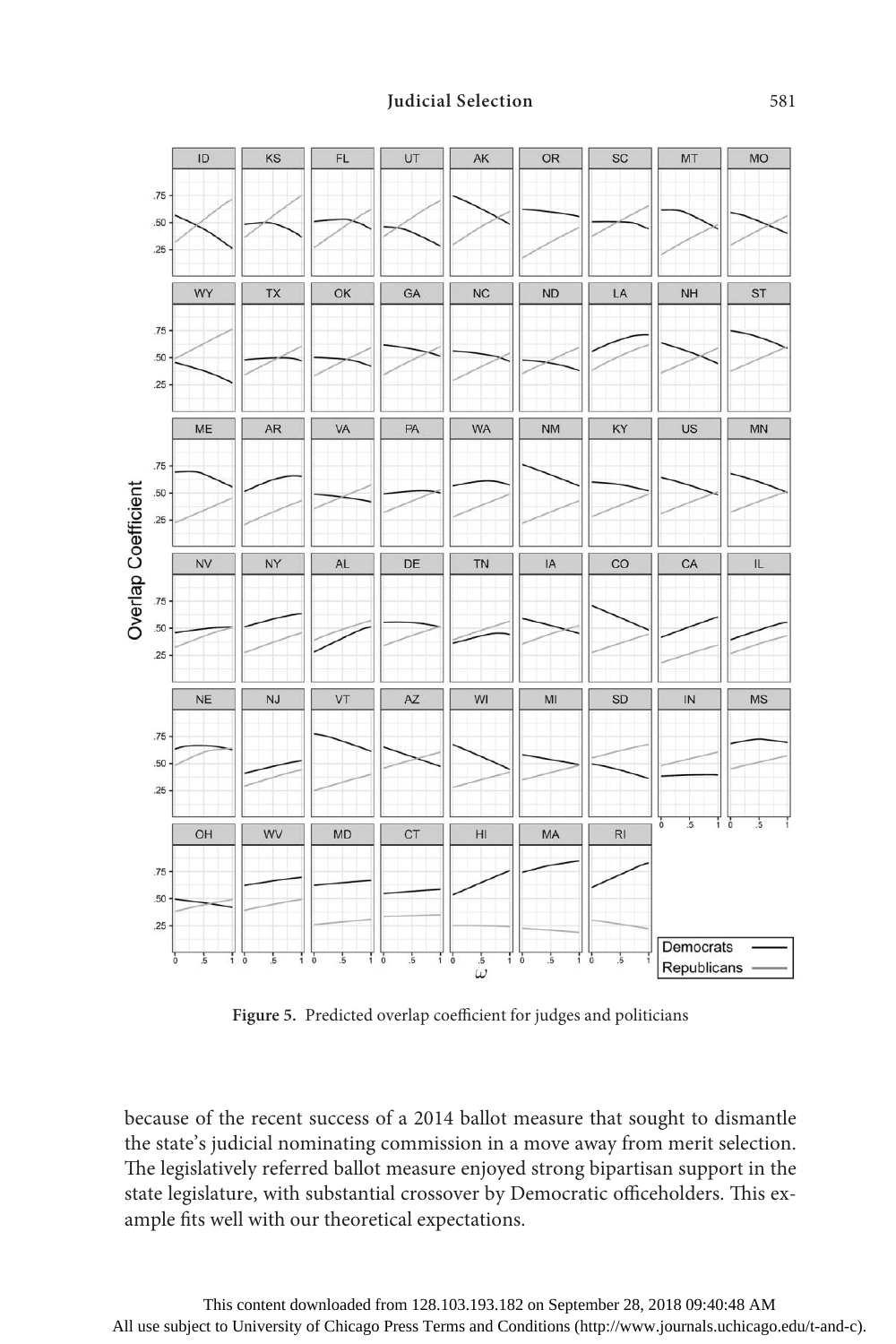Figure 5. Predicted overlap coefficient for judges and politicians

because of the recent success of a 2014 ballot measure that sought to dismantle the state's judicial nominating commission in a move away from merit selection. The legislatively referred ballot measure enjoyed strong bipartisan support in the state legislature, with substantial crossover by Democratic officeholders. This example fits well with our theoretical expectations.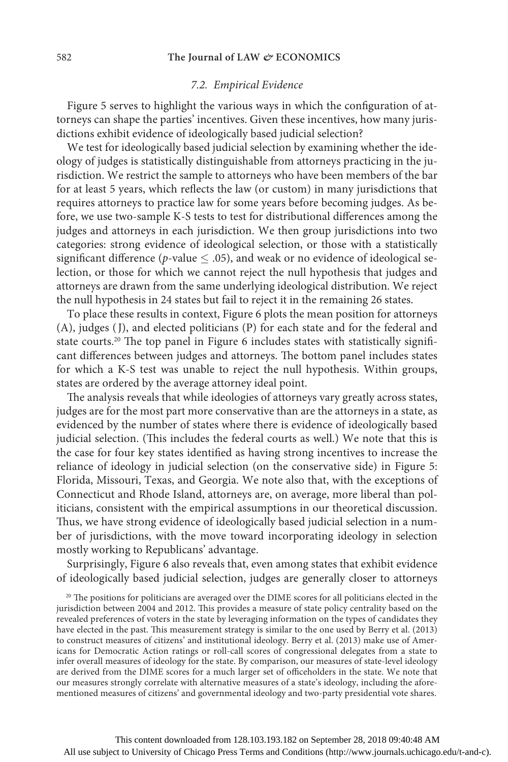### 7.2. Empirical Evidence

Figure 5 serves to highlight the various ways in which the configuration of attorneys can shape the parties' incentives. Given these incentives, how many jurisdictions exhibit evidence of ideologically based judicial selection?

We test for ideologically based judicial selection by examining whether the ideology of judges is statistically distinguishable from attorneys practicing in the jurisdiction. We restrict the sample to attorneys who have been members of the bar for at least 5 years, which reflects the law (or custom) in many jurisdictions that requires attorneys to practice law for some years before becoming judges. As before, we use two-sample K-S tests to test for distributional differences among the judges and attorneys in each jurisdiction. We then group jurisdictions into two categories: strong evidence of ideological selection, or those with a statistically significant difference ($p$-value $\leq .05$), and weak or no evidence of ideological selection, or those for which we cannot reject the null hypothesis that judges and attorneys are drawn from the same underlying ideological distribution. We reject the null hypothesis in 24 states but fail to reject it in the remaining 26 states.

To place these results in context, Figure 6 plots the mean position for attorneys (A), judges (J), and elected politicians (P) for each state and for the federal and state courts.[20] The top panel in Figure 6 includes states with statistically significant differences between judges and attorneys. The bottom panel includes states for which a K-S test was unable to reject the null hypothesis. Within groups, states are ordered by the average attorney ideal point.

The analysis reveals that while ideologies of attorneys vary greatly across states, judges are for the most part more conservative than are the attorneys in a state, as evidenced by the number of states where there is evidence of ideologically based judicial selection. (This includes the federal courts as well.) We note that this is the case for four key states identified as having strong incentives to increase the reliance of ideology in judicial selection (on the conservative side) in Figure 5: Florida, Missouri, Texas, and Georgia. We note also that, with the exceptions of Connecticut and Rhode Island, attorneys are, on average, more liberal than politicians, consistent with the empirical assumptions in our theoretical discussion. Thus, we have strong evidence of ideologically based judicial selection in a number of jurisdictions, with the move toward incorporating ideology in selection mostly working to Republicans' advantage.

Surprisingly, Figure 6 also reveals that, even among states that exhibit evidence of ideologically based judicial selection, judges are generally closer to attorneys

[20] The positions for politicians are averaged over the DIME scores for all politicians elected in the jurisdiction between 2004 and 2012. This provides a measure of state policy centrality based on the revealed preferences of voters in the state by leveraging information on the types of candidates they have elected in the past. This measurement strategy is similar to the one used by Berry et al. (2013) to construct measures of citizens' and institutional ideology. Berry et al. (2013) make use of Americans for Democratic Action ratings or roll-call scores of congressional delegates from a state to infer overall measures of ideology for the state. By comparison, our measures of state-level ideology are derived from the DIME scores for a much larger set of officeholders in the state. We note that our measures strongly correlate with alternative measures of a state's ideology, including the aforementioned measures of citizens' and governmental ideology and two-party presidential vote shares.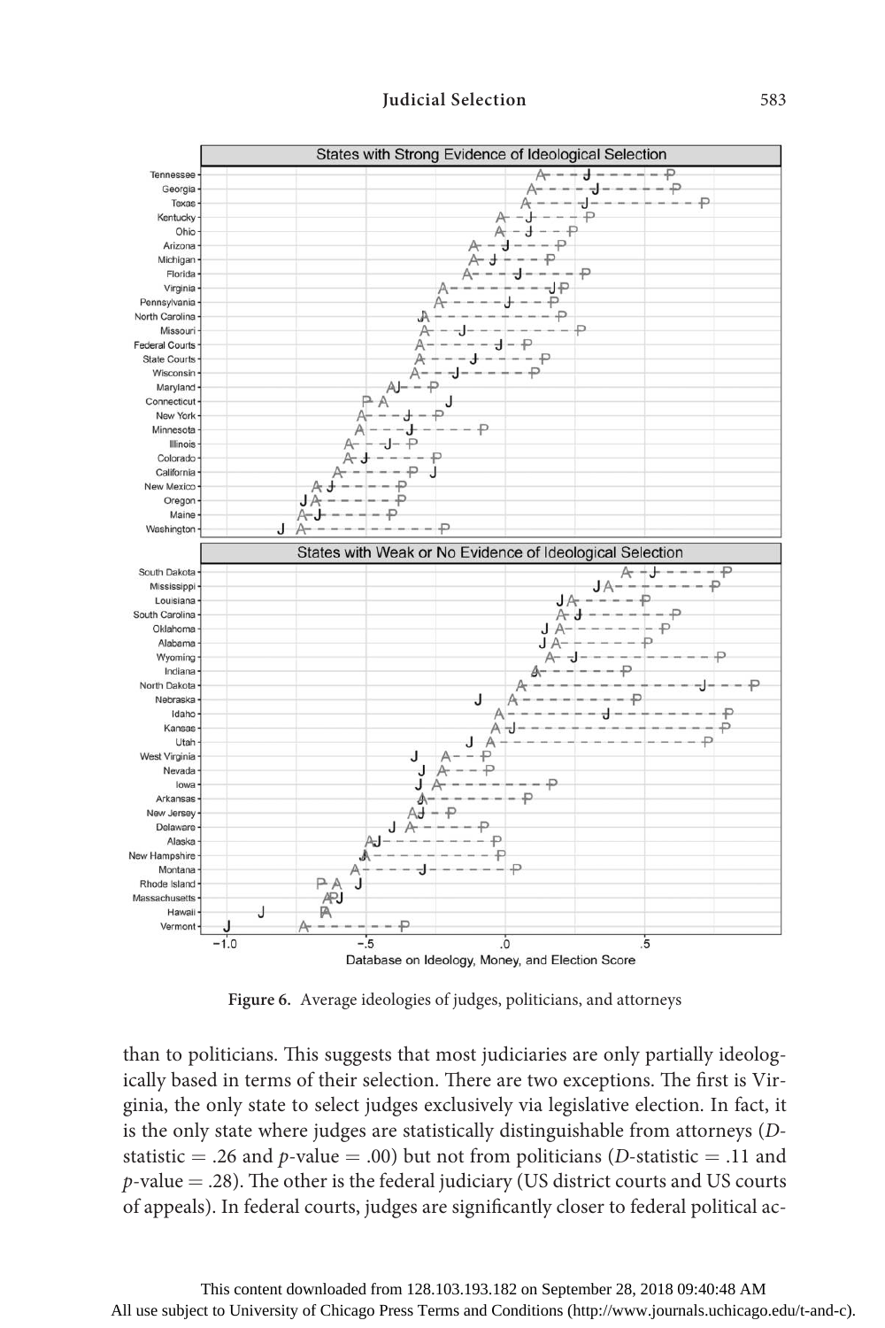Figure 6. Average ideologies of judges, politicians, and attorneys

than to politicians. This suggests that most judiciaries are only partially ideologically based in terms of their selection. There are two exceptions. The first is Virginia, the only state to select judges exclusively via legislative election. In fact, it is the only state where judges are statistically distinguishable from attorneys ($D$-statistic $= .26$ and $p$-value $= .00$) but not from politicians ($D$-statistic $= .11$ and $p$-value $= .28$). The other is the federal judiciary (US district courts and US courts of appeals). In federal courts, judges are significantly closer to federal political ac-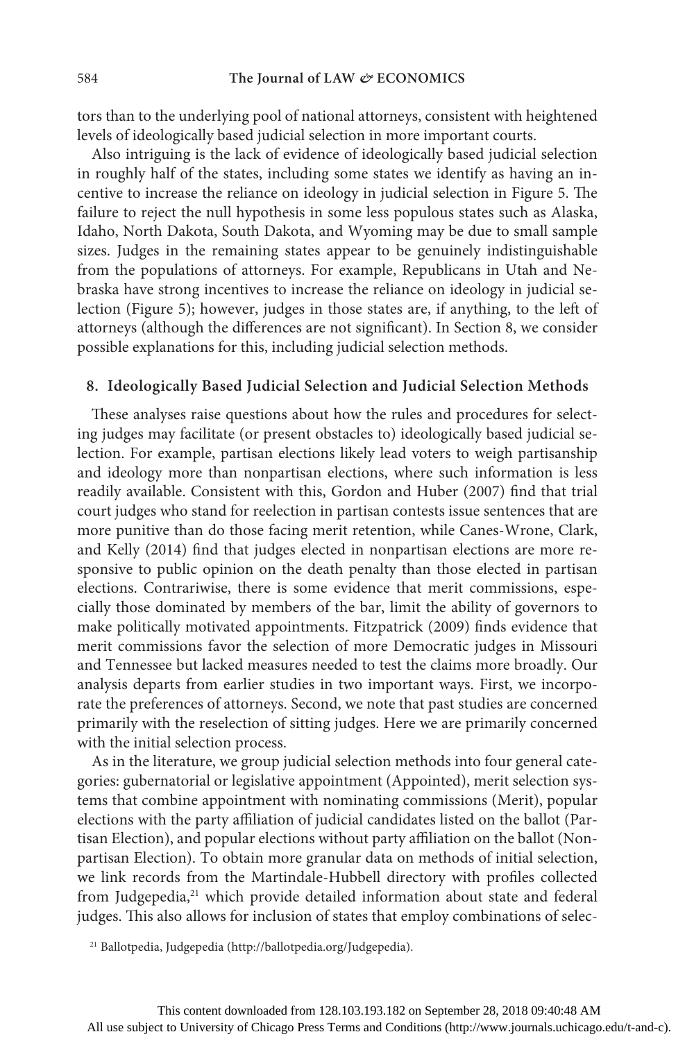tors than to the underlying pool of national attorneys, consistent with heightened levels of ideologically based judicial selection in more important courts.

Also intriguing is the lack of evidence of ideologically based judicial selection in roughly half of the states, including some states we identify as having an incentive to increase the reliance on ideology in judicial selection in Figure 5. The failure to reject the null hypothesis in some less populous states such as Alaska, Idaho, North Dakota, South Dakota, and Wyoming may be due to small sample sizes. Judges in the remaining states appear to be genuinely indistinguishable from the populations of attorneys. For example, Republicans in Utah and Nebraska have strong incentives to increase the reliance on ideology in judicial selection (Figure 5); however, judges in those states are, if anything, to the left of attorneys (although the differences are not significant). In Section 8, we consider possible explanations for this, including judicial selection methods.

## 8. Ideologically Based Judicial Selection and Judicial Selection Methods

These analyses raise questions about how the rules and procedures for selecting judges may facilitate (or present obstacles to) ideologically based judicial selection. For example, partisan elections likely lead voters to weigh partisanship and ideology more than nonpartisan elections, where such information is less readily available. Consistent with this, Gordon and Huber (2007) find that trial court judges who stand for reelection in partisan contests issue sentences that are more punitive than do those facing merit retention, while Canes-Wrone, Clark, and Kelly (2014) find that judges elected in nonpartisan elections are more responsive to public opinion on the death penalty than those elected in partisan elections. Contrariwise, there is some evidence that merit commissions, especially those dominated by members of the bar, limit the ability of governors to make politically motivated appointments. Fitzpatrick (2009) finds evidence that merit commissions favor the selection of more Democratic judges in Missouri and Tennessee but lacked measures needed to test the claims more broadly. Our analysis departs from earlier studies in two important ways. First, we incorporate the preferences of attorneys. Second, we note that past studies are concerned primarily with the reselection of sitting judges. Here we are primarily concerned with the initial selection process.

As in the literature, we group judicial selection methods into four general categories: gubernatorial or legislative appointment (Appointed), merit selection systems that combine appointment with nominating commissions (Merit), popular elections with the party affiliation of judicial candidates listed on the ballot (Partisan Election), and popular elections without party affiliation on the ballot (Nonpartisan Election). To obtain more granular data on methods of initial selection, we link records from the Martindale-Hubbell directory with profiles collected from Judgepedia,[21] which provide detailed information about state and federal judges. This also allows for inclusion of states that employ combinations of selec-

[21] Ballotpedia, Judgepedia (http://ballotpedia.org/Judgepedia).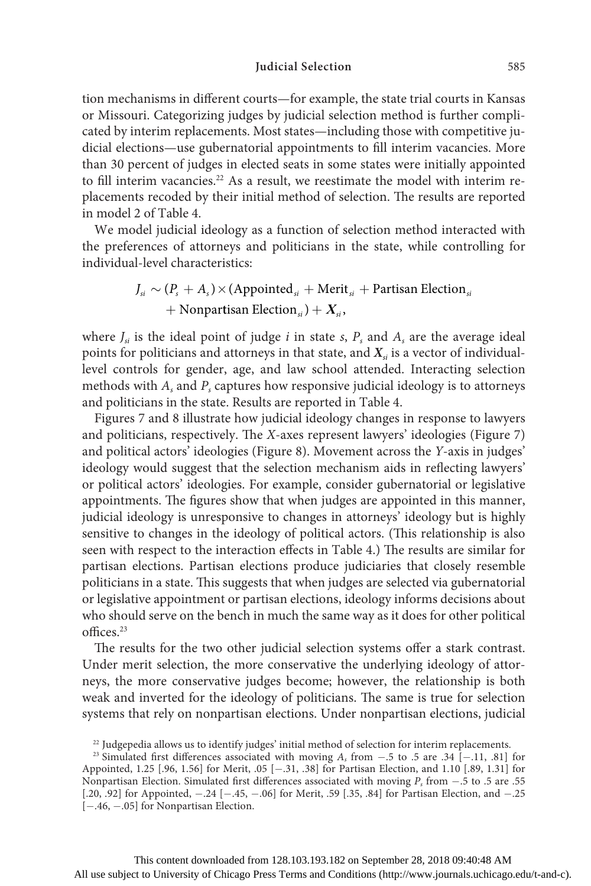tion mechanisms in different courts—for example, the state trial courts in Kansas or Missouri. Categorizing judges by judicial selection method is further complicated by interim replacements. Most states—including those with competitive judicial elections—use gubernatorial appointments to fill interim vacancies. More than 30 percent of judges in elected seats in some states were initially appointed to fill interim vacancies.[22] As a result, we reestimate the model with interim replacements recoded by their initial method of selection. The results are reported in model 2 of Table 4.

We model judicial ideology as a function of selection method interacted with the preferences of attorneys and politicians in the state, while controlling for individual-level characteristics:

$$J_{si} \sim (P_s + A_s) \times (\text{Appointed}_{si} + \text{Merit}_{si} + \text{Partisan Election}_{si} + \text{Nonpartisan Election}_{si}) + \boldsymbol{X}_{si},$$

where $J_{si}$ is the ideal point of judge $i$ in state $s$, $P_s$ and $A_s$ are the average ideal points for politicians and attorneys in that state, and $\boldsymbol{X}_{si}$ is a vector of individual-level controls for gender, age, and law school attended. Interacting selection methods with $A_s$ and $P_s$ captures how responsive judicial ideology is to attorneys and politicians in the state. Results are reported in Table 4.

Figures 7 and 8 illustrate how judicial ideology changes in response to lawyers and politicians, respectively. The $X$-axes represent lawyers' ideologies (Figure 7) and political actors' ideologies (Figure 8). Movement across the $Y$-axis in judges' ideology would suggest that the selection mechanism aids in reflecting lawyers' or political actors' ideologies. For example, consider gubernatorial or legislative appointments. The figures show that when judges are appointed in this manner, judicial ideology is unresponsive to changes in attorneys' ideology but is highly sensitive to changes in the ideology of political actors. (This relationship is also seen with respect to the interaction effects in Table 4.) The results are similar for partisan elections. Partisan elections produce judiciaries that closely resemble politicians in a state. This suggests that when judges are selected via gubernatorial or legislative appointment or partisan elections, ideology informs decisions about who should serve on the bench in much the same way as it does for other political offices.[23]

The results for the two other judicial selection systems offer a stark contrast. Under merit selection, the more conservative the underlying ideology of attorneys, the more conservative judges become; however, the relationship is both weak and inverted for the ideology of politicians. The same is true for selection systems that rely on nonpartisan elections. Under nonpartisan elections, judicial

[22] Judgepedia allows us to identify judges' initial method of selection for interim replacements.

[23] Simulated first differences associated with moving $A_s$ from −.5 to .5 are .34 [−.11, .81] for Appointed, 1.25 [.96, 1.56] for Merit, .05 [−.31, .38] for Partisan Election, and 1.10 [.89, 1.31] for Nonpartisan Election. Simulated first differences associated with moving $P_s$ from −.5 to .5 are .55 [.20, .92] for Appointed, −.24 [−.45, −.06] for Merit, .59 [.35, .84] for Partisan Election, and −.25 [−.46, −.05] for Nonpartisan Election.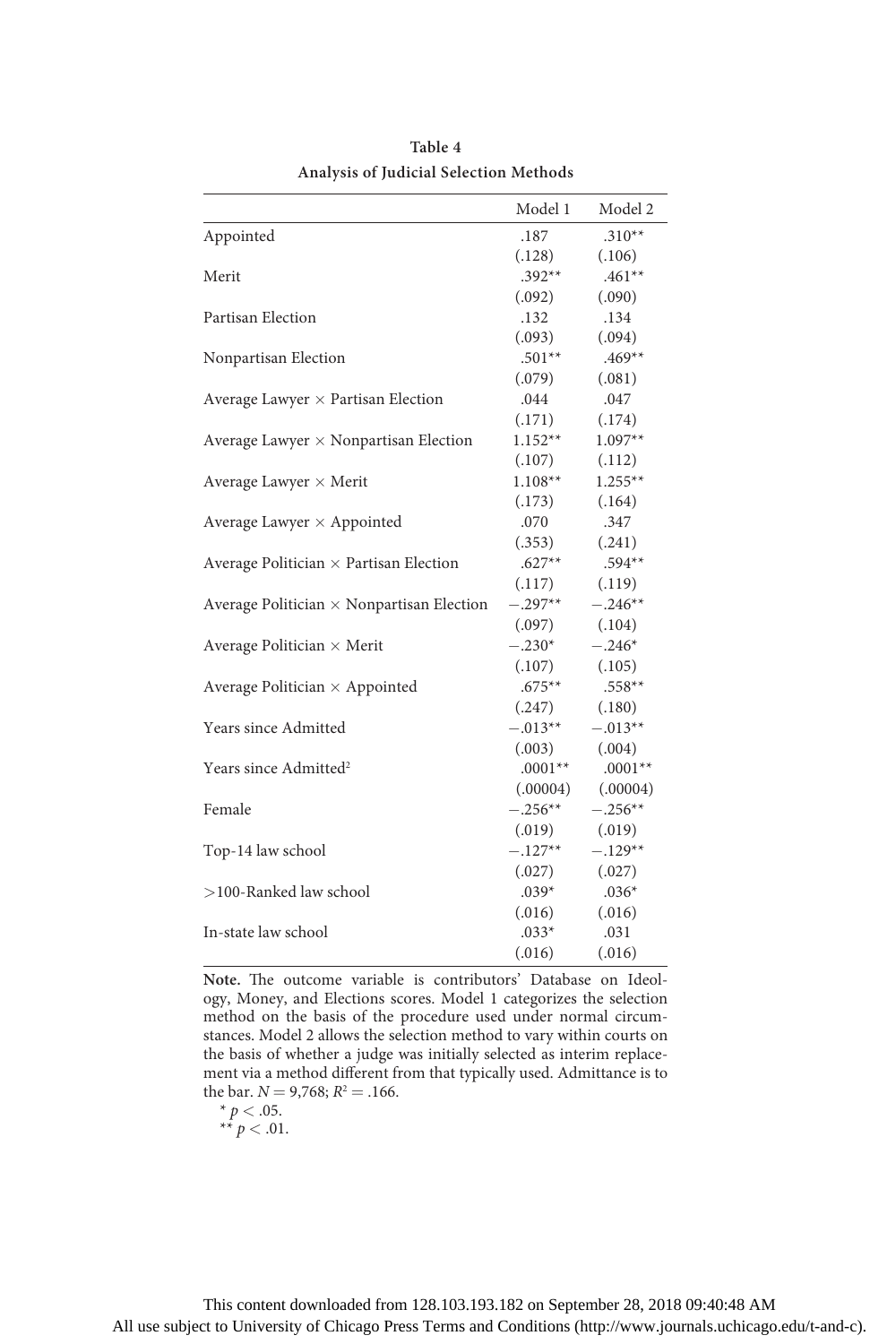**Table 4**

**Analysis of Judicial Selection Methods**

| | Model 1 | Model 2 |
|---|---|---|
| Appointed | .187 | .310** |
| | (.128) | (.106) |
| Merit | .392** | .461** |
| | (.092) | (.090) |
| Partisan Election | .132 | .134 |
| | (.093) | (.094) |
| Nonpartisan Election | .501** | .469** |
| | (.079) | (.081) |
| Average Lawyer × Partisan Election | .044 | .047 |
| | (.171) | (.174) |
| Average Lawyer × Nonpartisan Election | 1.152** | 1.097** |
| | (.107) | (.112) |
| Average Lawyer × Merit | 1.108** | 1.255** |
| | (.173) | (.164) |
| Average Lawyer × Appointed | .070 | .347 |
| | (.353) | (.241) |
| Average Politician × Partisan Election | .627** | .594** |
| | (.117) | (.119) |
| Average Politician × Nonpartisan Election | −.297** | −.246** |
| | (.097) | (.104) |
| Average Politician × Merit | −.230* | −.246* |
| | (.107) | (.105) |
| Average Politician × Appointed | .675** | .558** |
| | (.247) | (.180) |
| Years since Admitted | −.013** | −.013** |
| | (.003) | (.004) |
| Years since Admitted$^2$ | .0001** | .0001** |
| | (.00004) | (.00004) |
| Female | −.256** | −.256** |
| | (.019) | (.019) |
| Top-14 law school | −.127** | −.129** |
| | (.027) | (.027) |
| >100-Ranked law school | .039* | .036* |
| | (.016) | (.016) |
| In-state law school | .033* | .031 |
| | (.016) | (.016) |

**Note.** The outcome variable is contributors' Database on Ideology, Money, and Elections scores. Model 1 categorizes the selection method on the basis of the procedure used under normal circumstances. Model 2 allows the selection method to vary within courts on the basis of whether a judge was initially selected as interim replacement via a method different from that typically used. Admittance is to the bar. $N = 9{,}768$; $R^2 = .166$.

\* $p < .05$.

\*\* $p < .01$.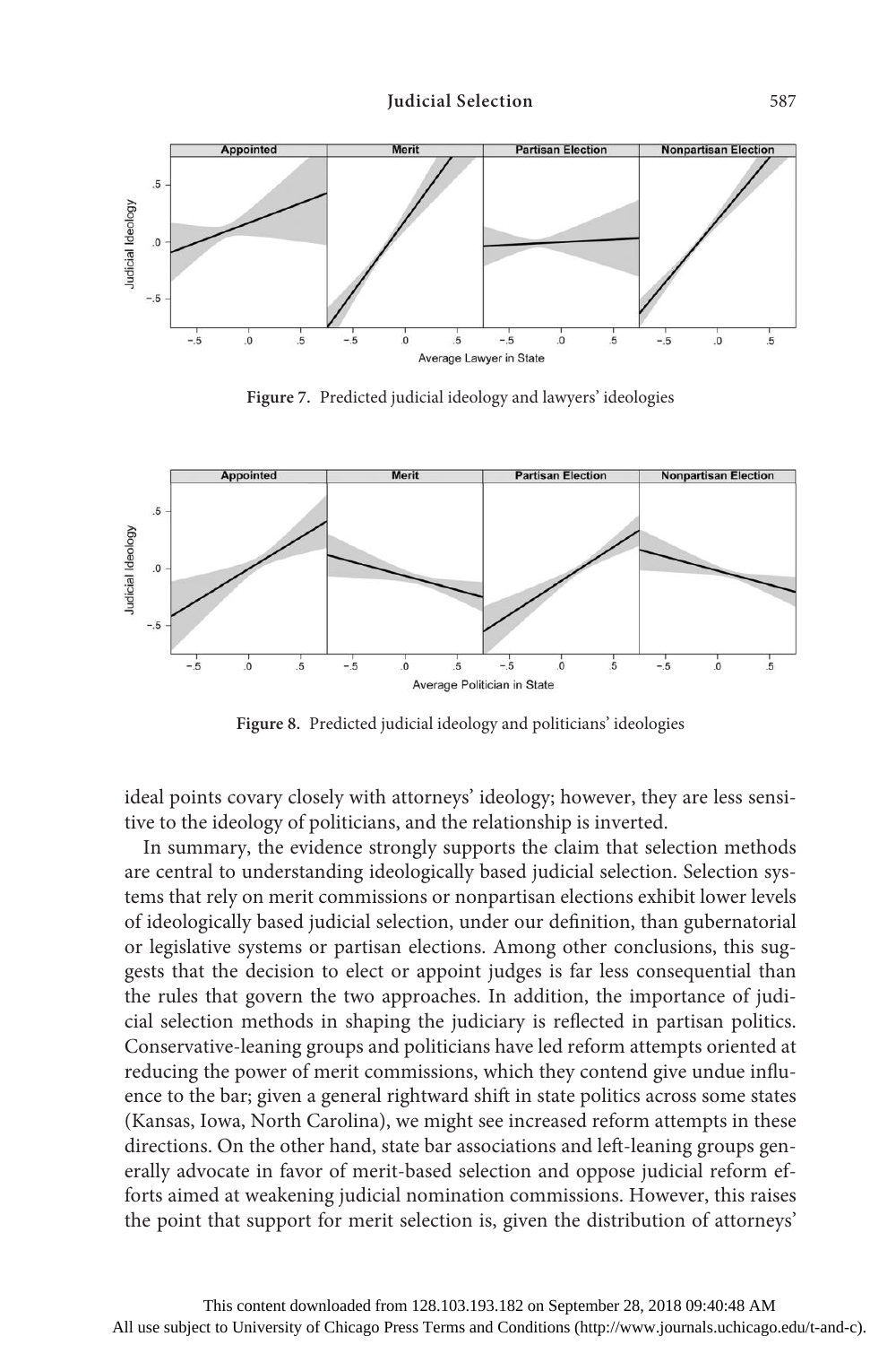Figure 7. Predicted judicial ideology and lawyers' ideologies

Figure 8. Predicted judicial ideology and politicians' ideologies

ideal points covary closely with attorneys' ideology; however, they are less sensitive to the ideology of politicians, and the relationship is inverted.

In summary, the evidence strongly supports the claim that selection methods are central to understanding ideologically based judicial selection. Selection systems that rely on merit commissions or nonpartisan elections exhibit lower levels of ideologically based judicial selection, under our definition, than gubernatorial or legislative systems or partisan elections. Among other conclusions, this suggests that the decision to elect or appoint judges is far less consequential than the rules that govern the two approaches. In addition, the importance of judicial selection methods in shaping the judiciary is reflected in partisan politics. Conservative-leaning groups and politicians have led reform attempts oriented at reducing the power of merit commissions, which they contend give undue influence to the bar; given a general rightward shift in state politics across some states (Kansas, Iowa, North Carolina), we might see increased reform attempts in these directions. On the other hand, state bar associations and left-leaning groups generally advocate in favor of merit-based selection and oppose judicial reform efforts aimed at weakening judicial nomination commissions. However, this raises the point that support for merit selection is, given the distribution of attorneys'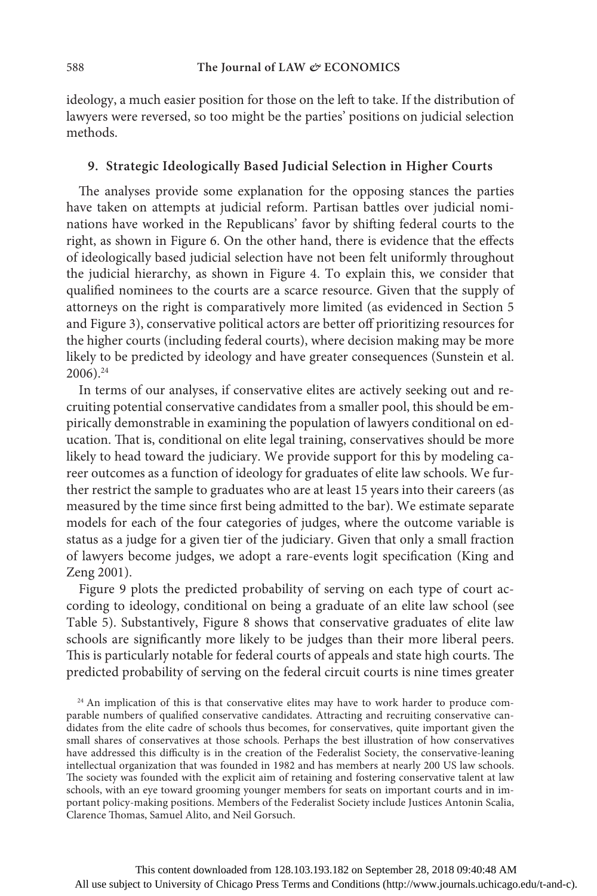ideology, a much easier position for those on the left to take. If the distribution of lawyers were reversed, so too might be the parties' positions on judicial selection methods.

## 9. Strategic Ideologically Based Judicial Selection in Higher Courts

The analyses provide some explanation for the opposing stances the parties have taken on attempts at judicial reform. Partisan battles over judicial nominations have worked in the Republicans' favor by shifting federal courts to the right, as shown in Figure 6. On the other hand, there is evidence that the effects of ideologically based judicial selection have not been felt uniformly throughout the judicial hierarchy, as shown in Figure 4. To explain this, we consider that qualified nominees to the courts are a scarce resource. Given that the supply of attorneys on the right is comparatively more limited (as evidenced in Section 5 and Figure 3), conservative political actors are better off prioritizing resources for the higher courts (including federal courts), where decision making may be more likely to be predicted by ideology and have greater consequences (Sunstein et al. 2006).[24]

In terms of our analyses, if conservative elites are actively seeking out and recruiting potential conservative candidates from a smaller pool, this should be empirically demonstrable in examining the population of lawyers conditional on education. That is, conditional on elite legal training, conservatives should be more likely to head toward the judiciary. We provide support for this by modeling career outcomes as a function of ideology for graduates of elite law schools. We further restrict the sample to graduates who are at least 15 years into their careers (as measured by the time since first being admitted to the bar). We estimate separate models for each of the four categories of judges, where the outcome variable is status as a judge for a given tier of the judiciary. Given that only a small fraction of lawyers become judges, we adopt a rare-events logit specification (King and Zeng 2001).

Figure 9 plots the predicted probability of serving on each type of court according to ideology, conditional on being a graduate of an elite law school (see Table 5). Substantively, Figure 8 shows that conservative graduates of elite law schools are significantly more likely to be judges than their more liberal peers. This is particularly notable for federal courts of appeals and state high courts. The predicted probability of serving on the federal circuit courts is nine times greater

[24] An implication of this is that conservative elites may have to work harder to produce comparable numbers of qualified conservative candidates. Attracting and recruiting conservative candidates from the elite cadre of schools thus becomes, for conservatives, quite important given the small shares of conservatives at those schools. Perhaps the best illustration of how conservatives have addressed this difficulty is in the creation of the Federalist Society, the conservative-leaning intellectual organization that was founded in 1982 and has members at nearly 200 US law schools. The society was founded with the explicit aim of retaining and fostering conservative talent at law schools, with an eye toward grooming younger members for seats on important courts and in important policy-making positions. Members of the Federalist Society include Justices Antonin Scalia, Clarence Thomas, Samuel Alito, and Neil Gorsuch.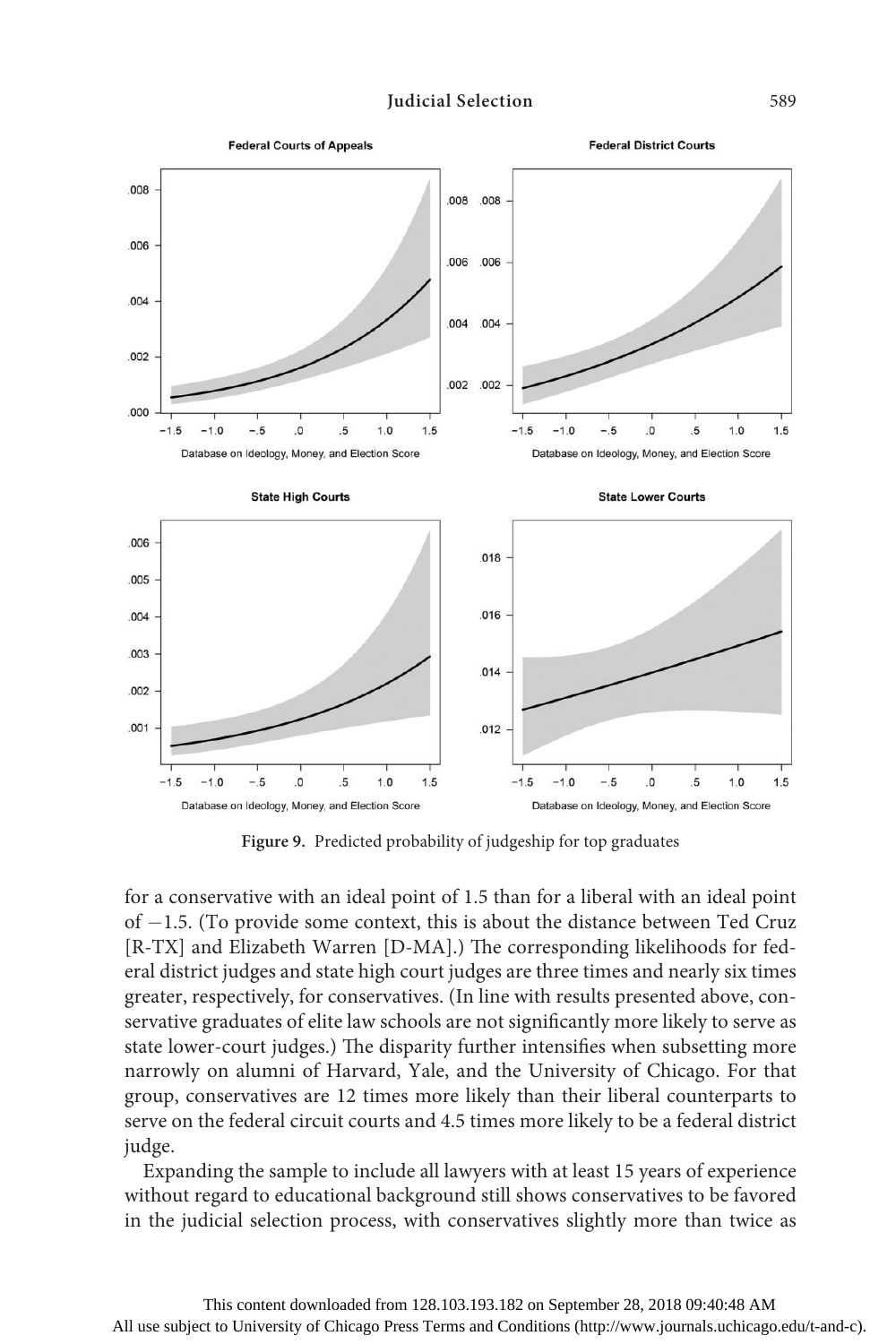**Figure 9.** Predicted probability of judgeship for top graduates

for a conservative with an ideal point of 1.5 than for a liberal with an ideal point of −1.5. (To provide some context, this is about the distance between Ted Cruz [R-TX] and Elizabeth Warren [D-MA].) The corresponding likelihoods for federal district judges and state high court judges are three times and nearly six times greater, respectively, for conservatives. (In line with results presented above, conservative graduates of elite law schools are not significantly more likely to serve as state lower-court judges.) The disparity further intensifies when subsetting more narrowly on alumni of Harvard, Yale, and the University of Chicago. For that group, conservatives are 12 times more likely than their liberal counterparts to serve on the federal circuit courts and 4.5 times more likely to be a federal district judge.

Expanding the sample to include all lawyers with at least 15 years of experience without regard to educational background still shows conservatives to be favored in the judicial selection process, with conservatives slightly more than twice as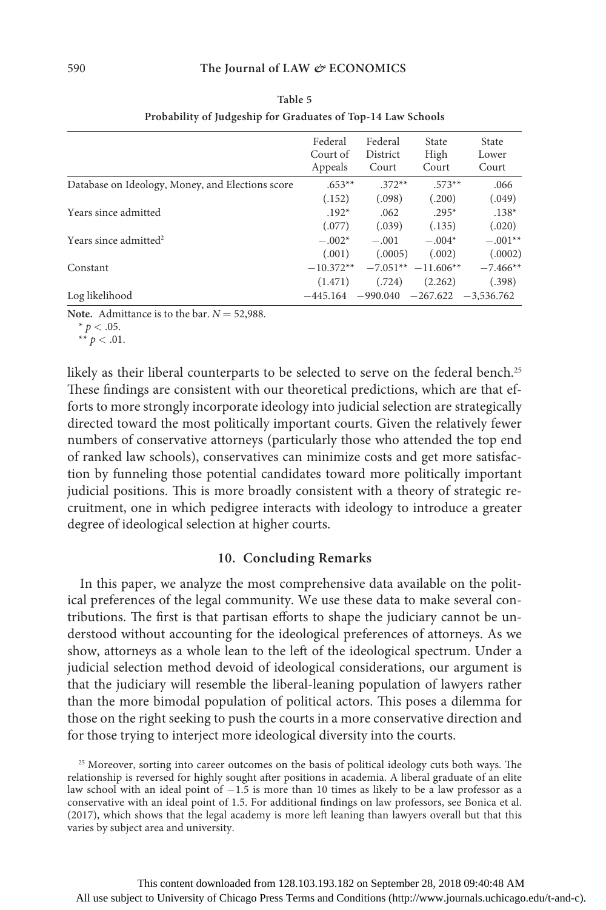Table 5

Probability of Judgeship for Graduates of Top-14 Law Schools

| | Federal Court of Appeals | Federal District Court | State High Court | State Lower Court |
|---|---|---|---|---|
| Database on Ideology, Money, and Elections score | .653** | .372** | .573** | .066 |
| | (.152) | (.098) | (.200) | (.049) |
| Years since admitted | .192* | .062 | .295* | .138* |
| | (.077) | (.039) | (.135) | (.020) |
| Years since admitted² | −.002* | −.001 | −.004* | −.001** |
| | (.001) | (.0005) | (.002) | (.0002) |
| Constant | −10.372** | −7.051** | −11.606** | −7.466** |
| | (1.471) | (.724) | (2.262) | (.398) |
| Log likelihood | −445.164 | −990.040 | −267.622 | −3,536.762 |

**Note.** Admittance is to the bar. $N = 52{,}988$.

* $p < .05$.

** $p < .01$.

likely as their liberal counterparts to be selected to serve on the federal bench.[25] These findings are consistent with our theoretical predictions, which are that efforts to more strongly incorporate ideology into judicial selection are strategically directed toward the most politically important courts. Given the relatively fewer numbers of conservative attorneys (particularly those who attended the top end of ranked law schools), conservatives can minimize costs and get more satisfaction by funneling those potential candidates toward more politically important judicial positions. This is more broadly consistent with a theory of strategic recruitment, one in which pedigree interacts with ideology to introduce a greater degree of ideological selection at higher courts.

## 10. Concluding Remarks

In this paper, we analyze the most comprehensive data available on the political preferences of the legal community. We use these data to make several contributions. The first is that partisan efforts to shape the judiciary cannot be understood without accounting for the ideological preferences of attorneys. As we show, attorneys as a whole lean to the left of the ideological spectrum. Under a judicial selection method devoid of ideological considerations, our argument is that the judiciary will resemble the liberal-leaning population of lawyers rather than the more bimodal population of political actors. This poses a dilemma for those on the right seeking to push the courts in a more conservative direction and for those trying to interject more ideological diversity into the courts.

[25] Moreover, sorting into career outcomes on the basis of political ideology cuts both ways. The relationship is reversed for highly sought after positions in academia. A liberal graduate of an elite law school with an ideal point of −1.5 is more than 10 times as likely to be a law professor as a conservative with an ideal point of 1.5. For additional findings on law professors, see Bonica et al. (2017), which shows that the legal academy is more left leaning than lawyers overall but that this varies by subject area and university.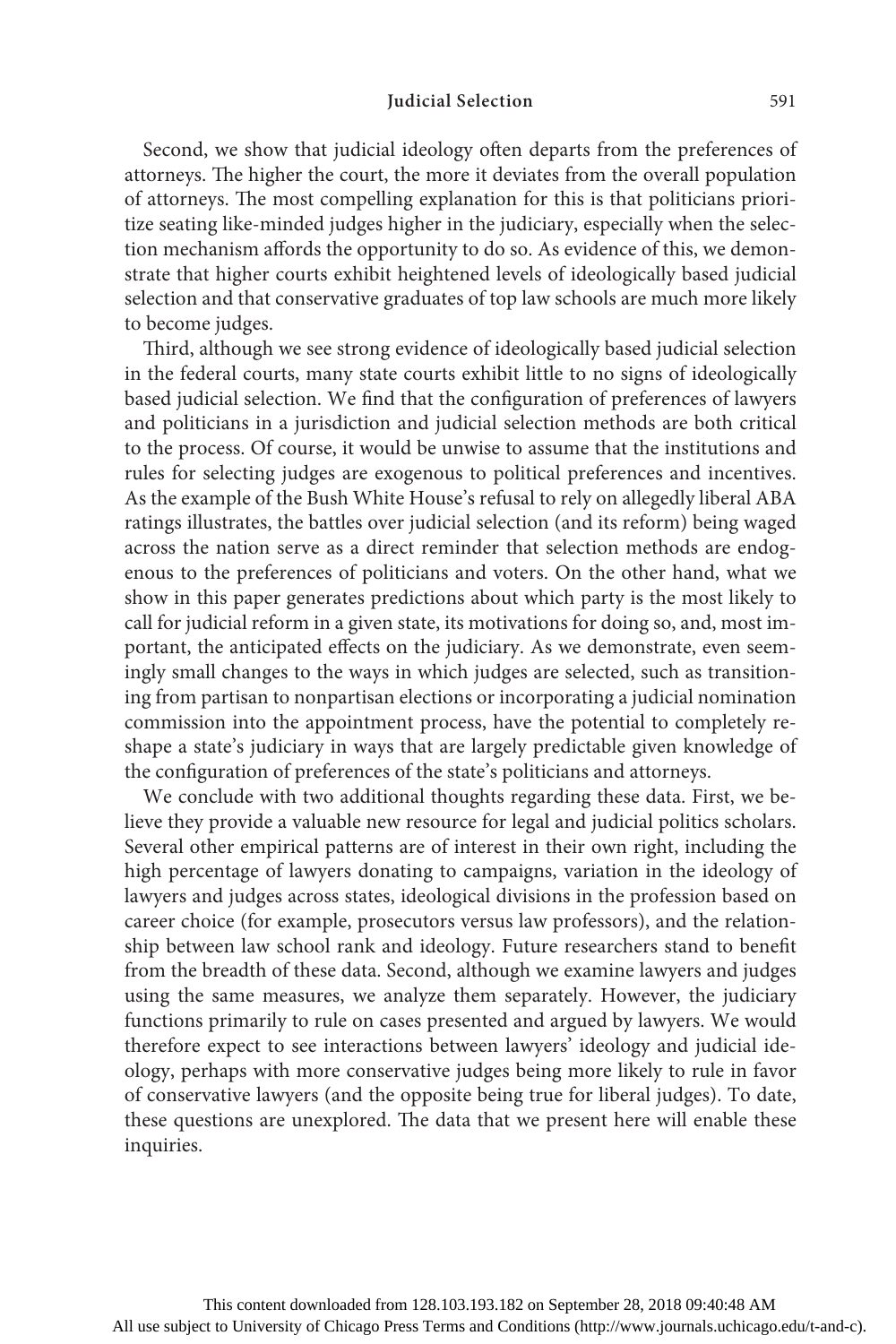Second, we show that judicial ideology often departs from the preferences of attorneys. The higher the court, the more it deviates from the overall population of attorneys. The most compelling explanation for this is that politicians prioritize seating like-minded judges higher in the judiciary, especially when the selection mechanism affords the opportunity to do so. As evidence of this, we demonstrate that higher courts exhibit heightened levels of ideologically based judicial selection and that conservative graduates of top law schools are much more likely to become judges.

Third, although we see strong evidence of ideologically based judicial selection in the federal courts, many state courts exhibit little to no signs of ideologically based judicial selection. We find that the configuration of preferences of lawyers and politicians in a jurisdiction and judicial selection methods are both critical to the process. Of course, it would be unwise to assume that the institutions and rules for selecting judges are exogenous to political preferences and incentives. As the example of the Bush White House's refusal to rely on allegedly liberal ABA ratings illustrates, the battles over judicial selection (and its reform) being waged across the nation serve as a direct reminder that selection methods are endogenous to the preferences of politicians and voters. On the other hand, what we show in this paper generates predictions about which party is the most likely to call for judicial reform in a given state, its motivations for doing so, and, most important, the anticipated effects on the judiciary. As we demonstrate, even seemingly small changes to the ways in which judges are selected, such as transitioning from partisan to nonpartisan elections or incorporating a judicial nomination commission into the appointment process, have the potential to completely reshape a state's judiciary in ways that are largely predictable given knowledge of the configuration of preferences of the state's politicians and attorneys.

We conclude with two additional thoughts regarding these data. First, we believe they provide a valuable new resource for legal and judicial politics scholars. Several other empirical patterns are of interest in their own right, including the high percentage of lawyers donating to campaigns, variation in the ideology of lawyers and judges across states, ideological divisions in the profession based on career choice (for example, prosecutors versus law professors), and the relationship between law school rank and ideology. Future researchers stand to benefit from the breadth of these data. Second, although we examine lawyers and judges using the same measures, we analyze them separately. However, the judiciary functions primarily to rule on cases presented and argued by lawyers. We would therefore expect to see interactions between lawyers' ideology and judicial ideology, perhaps with more conservative judges being more likely to rule in favor of conservative lawyers (and the opposite being true for liberal judges). To date, these questions are unexplored. The data that we present here will enable these inquiries.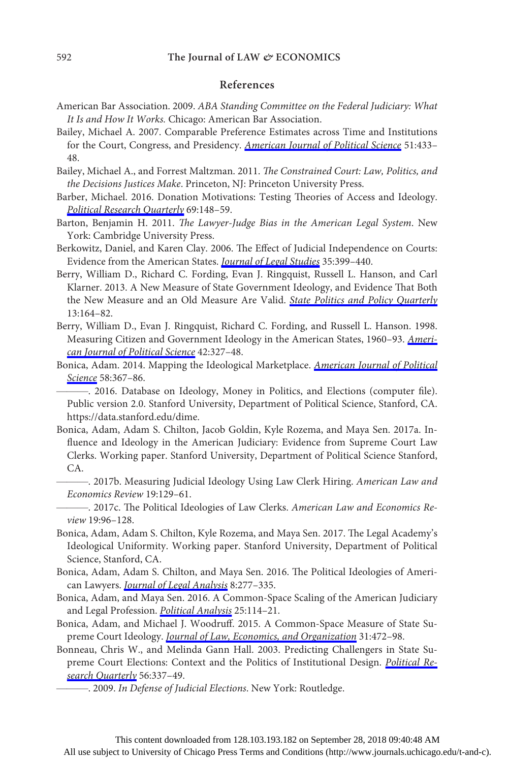## References

American Bar Association. 2009. *ABA Standing Committee on the Federal Judiciary: What It Is and How It Works.* Chicago: American Bar Association.

Bailey, Michael A. 2007. Comparable Preference Estimates across Time and Institutions for the Court, Congress, and Presidency. *American Journal of Political Science* 51:433–48.

Bailey, Michael A., and Forrest Maltzman. 2011. *The Constrained Court: Law, Politics, and the Decisions Justices Make*. Princeton, NJ: Princeton University Press.

Barber, Michael. 2016. Donation Motivations: Testing Theories of Access and Ideology. *Political Research Quarterly* 69:148–59.

Barton, Benjamin H. 2011. *The Lawyer-Judge Bias in the American Legal System*. New York: Cambridge University Press.

Berkowitz, Daniel, and Karen Clay. 2006. The Effect of Judicial Independence on Courts: Evidence from the American States. *Journal of Legal Studies* 35:399–440.

Berry, William D., Richard C. Fording, Evan J. Ringquist, Russell L. Hanson, and Carl Klarner. 2013. A New Measure of State Government Ideology, and Evidence That Both the New Measure and an Old Measure Are Valid. *State Politics and Policy Quarterly* 13:164–82.

Berry, William D., Evan J. Ringquist, Richard C. Fording, and Russell L. Hanson. 1998. Measuring Citizen and Government Ideology in the American States, 1960–93. *American Journal of Political Science* 42:327–48.

Bonica, Adam. 2014. Mapping the Ideological Marketplace. *American Journal of Political Science* 58:367–86.

———. 2016. Database on Ideology, Money in Politics, and Elections (computer file). Public version 2.0. Stanford University, Department of Political Science, Stanford, CA. https://data.stanford.edu/dime.

Bonica, Adam, Adam S. Chilton, Jacob Goldin, Kyle Rozema, and Maya Sen. 2017a. Influence and Ideology in the American Judiciary: Evidence from Supreme Court Law Clerks. Working paper. Stanford University, Department of Political Science Stanford, CA.

———. 2017b. Measuring Judicial Ideology Using Law Clerk Hiring. *American Law and Economics Review* 19:129–61.

———. 2017c. The Political Ideologies of Law Clerks. *American Law and Economics Review* 19:96–128.

Bonica, Adam, Adam S. Chilton, Kyle Rozema, and Maya Sen. 2017. The Legal Academy's Ideological Uniformity. Working paper. Stanford University, Department of Political Science, Stanford, CA.

Bonica, Adam, Adam S. Chilton, and Maya Sen. 2016. The Political Ideologies of American Lawyers. *Journal of Legal Analysis* 8:277–335.

Bonica, Adam, and Maya Sen. 2016. A Common-Space Scaling of the American Judiciary and Legal Profession. *Political Analysis* 25:114–21.

Bonica, Adam, and Michael J. Woodruff. 2015. A Common-Space Measure of State Supreme Court Ideology. *Journal of Law, Economics, and Organization* 31:472–98.

Bonneau, Chris W., and Melinda Gann Hall. 2003. Predicting Challengers in State Supreme Court Elections: Context and the Politics of Institutional Design. *Political Research Quarterly* 56:337–49.

———. 2009. *In Defense of Judicial Elections*. New York: Routledge.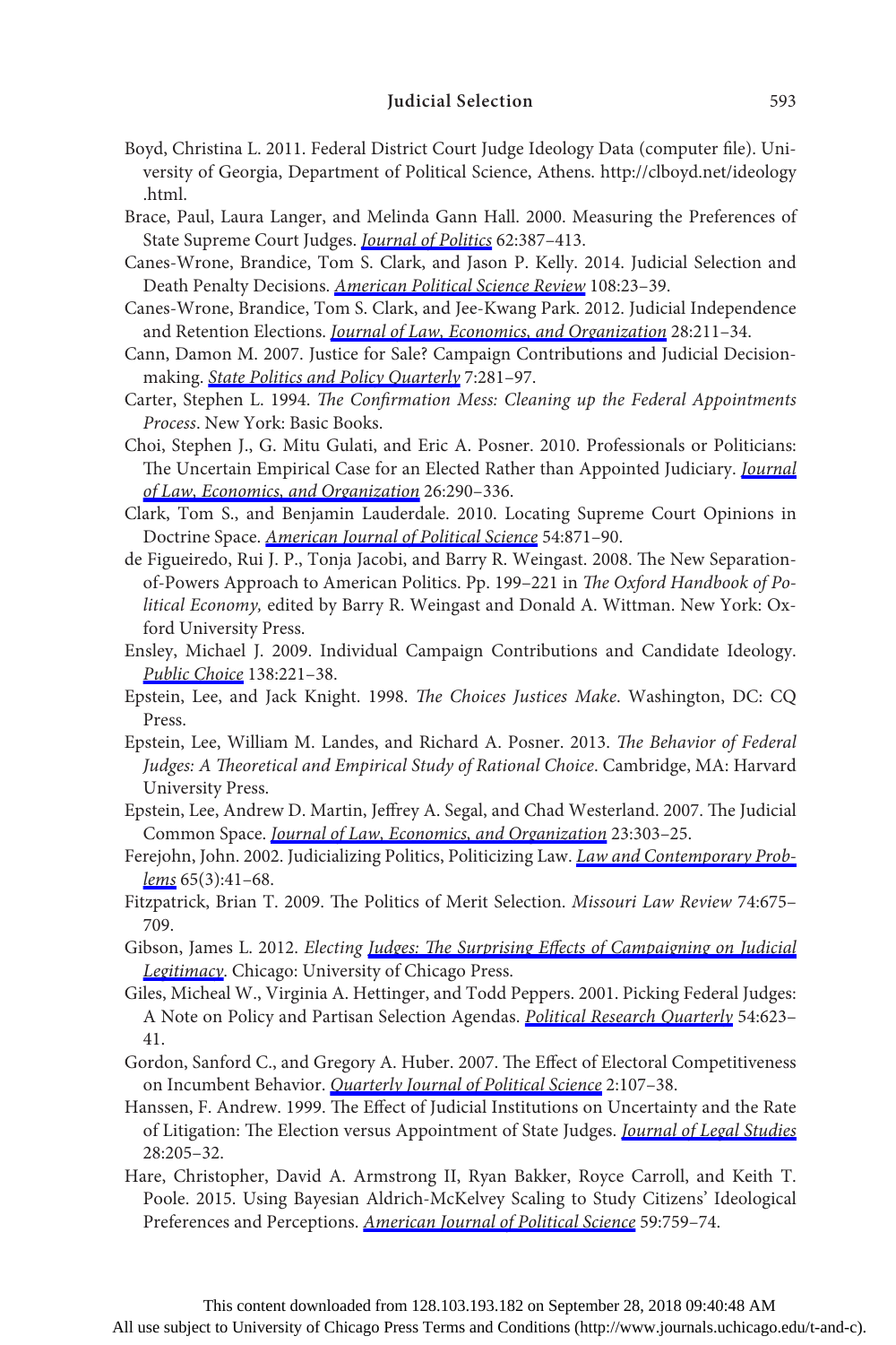Boyd, Christina L. 2011. Federal District Court Judge Ideology Data (computer file). University of Georgia, Department of Political Science, Athens. http://clboyd.net/ideology.html.

Brace, Paul, Laura Langer, and Melinda Gann Hall. 2000. Measuring the Preferences of State Supreme Court Judges. *Journal of Politics* 62:387–413.

Canes-Wrone, Brandice, Tom S. Clark, and Jason P. Kelly. 2014. Judicial Selection and Death Penalty Decisions. *American Political Science Review* 108:23–39.

Canes-Wrone, Brandice, Tom S. Clark, and Jee-Kwang Park. 2012. Judicial Independence and Retention Elections. *Journal of Law, Economics, and Organization* 28:211–34.

Cann, Damon M. 2007. Justice for Sale? Campaign Contributions and Judicial Decisionmaking. *State Politics and Policy Quarterly* 7:281–97.

Carter, Stephen L. 1994. *The Confirmation Mess: Cleaning up the Federal Appointments Process*. New York: Basic Books.

Choi, Stephen J., G. Mitu Gulati, and Eric A. Posner. 2010. Professionals or Politicians: The Uncertain Empirical Case for an Elected Rather than Appointed Judiciary. *Journal of Law, Economics, and Organization* 26:290–336.

Clark, Tom S., and Benjamin Lauderdale. 2010. Locating Supreme Court Opinions in Doctrine Space. *American Journal of Political Science* 54:871–90.

de Figueiredo, Rui J. P., Tonja Jacobi, and Barry R. Weingast. 2008. The New Separation-of-Powers Approach to American Politics. Pp. 199–221 in *The Oxford Handbook of Political Economy,* edited by Barry R. Weingast and Donald A. Wittman. New York: Oxford University Press.

Ensley, Michael J. 2009. Individual Campaign Contributions and Candidate Ideology. *Public Choice* 138:221–38.

Epstein, Lee, and Jack Knight. 1998. *The Choices Justices Make*. Washington, DC: CQ Press.

Epstein, Lee, William M. Landes, and Richard A. Posner. 2013. *The Behavior of Federal Judges: A Theoretical and Empirical Study of Rational Choice*. Cambridge, MA: Harvard University Press.

Epstein, Lee, Andrew D. Martin, Jeffrey A. Segal, and Chad Westerland. 2007. The Judicial Common Space. *Journal of Law, Economics, and Organization* 23:303–25.

Ferejohn, John. 2002. Judicializing Politics, Politicizing Law. *Law and Contemporary Problems* 65(3):41–68.

Fitzpatrick, Brian T. 2009. The Politics of Merit Selection. *Missouri Law Review* 74:675–709.

Gibson, James L. 2012. *Electing Judges: The Surprising Effects of Campaigning on Judicial Legitimacy*. Chicago: University of Chicago Press.

Giles, Micheal W., Virginia A. Hettinger, and Todd Peppers. 2001. Picking Federal Judges: A Note on Policy and Partisan Selection Agendas. *Political Research Quarterly* 54:623–41.

Gordon, Sanford C., and Gregory A. Huber. 2007. The Effect of Electoral Competitiveness on Incumbent Behavior. *Quarterly Journal of Political Science* 2:107–38.

Hanssen, F. Andrew. 1999. The Effect of Judicial Institutions on Uncertainty and the Rate of Litigation: The Election versus Appointment of State Judges. *Journal of Legal Studies* 28:205–32.

Hare, Christopher, David A. Armstrong II, Ryan Bakker, Royce Carroll, and Keith T. Poole. 2015. Using Bayesian Aldrich-McKelvey Scaling to Study Citizens' Ideological Preferences and Perceptions. *American Journal of Political Science* 59:759–74.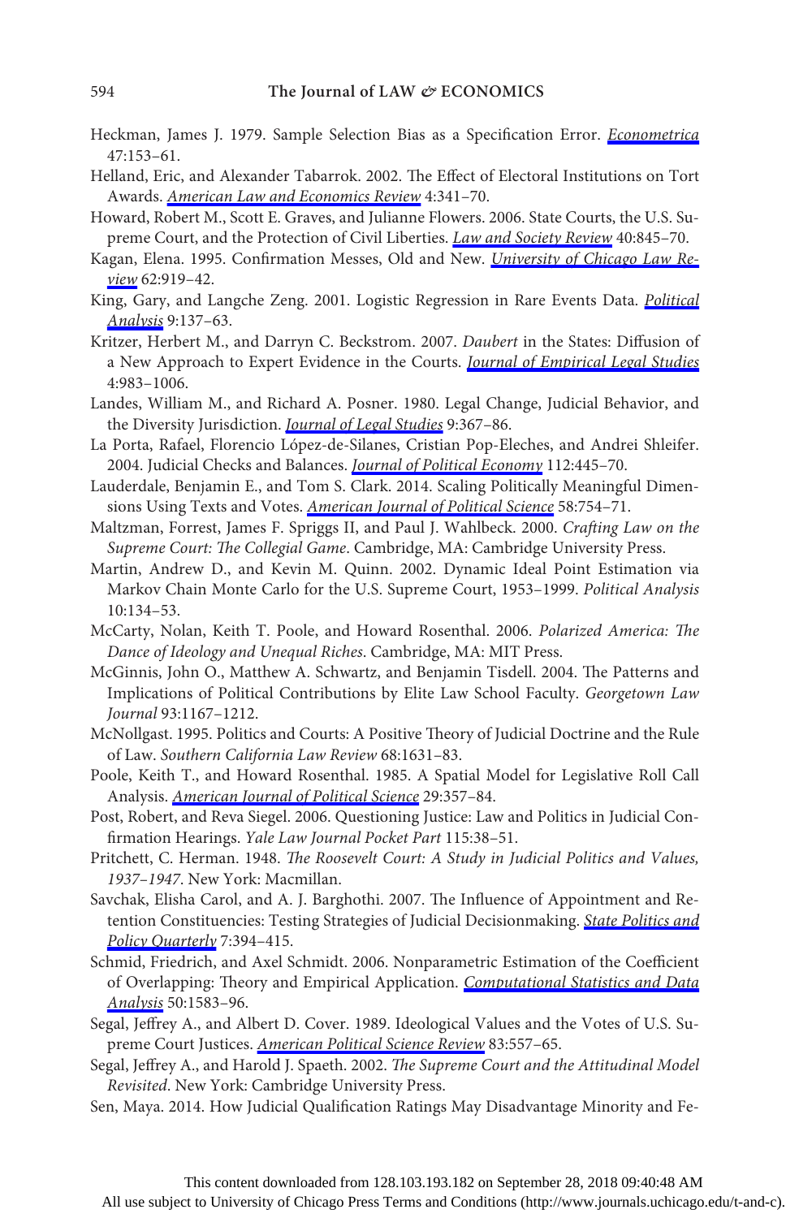Heckman, James J. 1979. Sample Selection Bias as a Specification Error. *Econometrica* 47:153–61.

Helland, Eric, and Alexander Tabarrok. 2002. The Effect of Electoral Institutions on Tort Awards. *American Law and Economics Review* 4:341–70.

Howard, Robert M., Scott E. Graves, and Julianne Flowers. 2006. State Courts, the U.S. Supreme Court, and the Protection of Civil Liberties. *Law and Society Review* 40:845–70.

Kagan, Elena. 1995. Confirmation Messes, Old and New. *University of Chicago Law Review* 62:919–42.

King, Gary, and Langche Zeng. 2001. Logistic Regression in Rare Events Data. *Political Analysis* 9:137–63.

Kritzer, Herbert M., and Darryn C. Beckstrom. 2007. *Daubert* in the States: Diffusion of a New Approach to Expert Evidence in the Courts. *Journal of Empirical Legal Studies* 4:983–1006.

Landes, William M., and Richard A. Posner. 1980. Legal Change, Judicial Behavior, and the Diversity Jurisdiction. *Journal of Legal Studies* 9:367–86.

La Porta, Rafael, Florencio López-de-Silanes, Cristian Pop-Eleches, and Andrei Shleifer. 2004. Judicial Checks and Balances. *Journal of Political Economy* 112:445–70.

Lauderdale, Benjamin E., and Tom S. Clark. 2014. Scaling Politically Meaningful Dimensions Using Texts and Votes. *American Journal of Political Science* 58:754–71.

Maltzman, Forrest, James F. Spriggs II, and Paul J. Wahlbeck. 2000. *Crafting Law on the Supreme Court: The Collegial Game*. Cambridge, MA: Cambridge University Press.

Martin, Andrew D., and Kevin M. Quinn. 2002. Dynamic Ideal Point Estimation via Markov Chain Monte Carlo for the U.S. Supreme Court, 1953–1999. *Political Analysis* 10:134–53.

McCarty, Nolan, Keith T. Poole, and Howard Rosenthal. 2006. *Polarized America: The Dance of Ideology and Unequal Riches*. Cambridge, MA: MIT Press.

McGinnis, John O., Matthew A. Schwartz, and Benjamin Tisdell. 2004. The Patterns and Implications of Political Contributions by Elite Law School Faculty. *Georgetown Law Journal* 93:1167–1212.

McNollgast. 1995. Politics and Courts: A Positive Theory of Judicial Doctrine and the Rule of Law. *Southern California Law Review* 68:1631–83.

Poole, Keith T., and Howard Rosenthal. 1985. A Spatial Model for Legislative Roll Call Analysis. *American Journal of Political Science* 29:357–84.

Post, Robert, and Reva Siegel. 2006. Questioning Justice: Law and Politics in Judicial Confirmation Hearings. *Yale Law Journal Pocket Part* 115:38–51.

Pritchett, C. Herman. 1948. *The Roosevelt Court: A Study in Judicial Politics and Values, 1937–1947*. New York: Macmillan.

Savchak, Elisha Carol, and A. J. Barghothi. 2007. The Influence of Appointment and Retention Constituencies: Testing Strategies of Judicial Decisionmaking. *State Politics and Policy Quarterly* 7:394–415.

Schmid, Friedrich, and Axel Schmidt. 2006. Nonparametric Estimation of the Coefficient of Overlapping: Theory and Empirical Application. *Computational Statistics and Data Analysis* 50:1583–96.

Segal, Jeffrey A., and Albert D. Cover. 1989. Ideological Values and the Votes of U.S. Supreme Court Justices. *American Political Science Review* 83:557–65.

Segal, Jeffrey A., and Harold J. Spaeth. 2002. *The Supreme Court and the Attitudinal Model Revisited*. New York: Cambridge University Press.

Sen, Maya. 2014. How Judicial Qualification Ratings May Disadvantage Minority and Fe-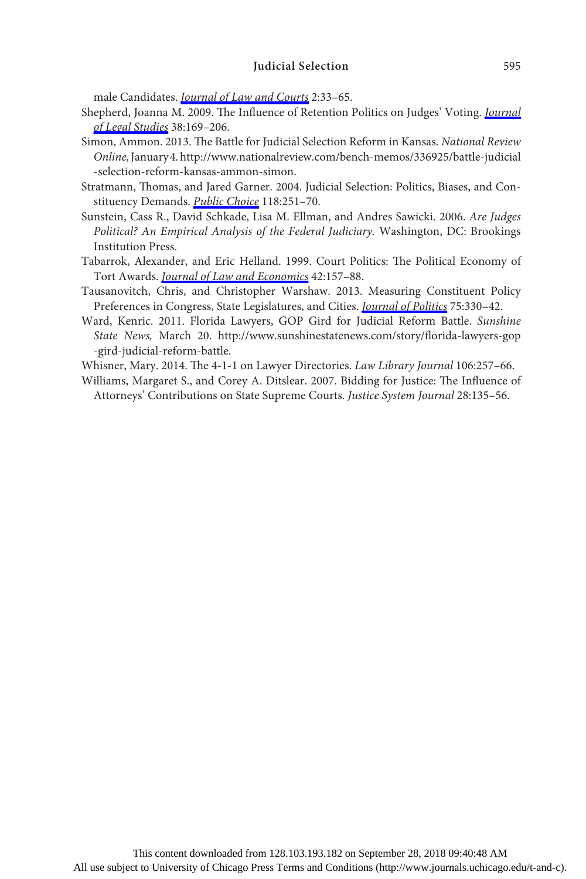male Candidates. *Journal of Law and Courts* 2:33–65.

Shepherd, Joanna M. 2009. The Influence of Retention Politics on Judges' Voting. *Journal of Legal Studies* 38:169–206.

Simon, Ammon. 2013. The Battle for Judicial Selection Reform in Kansas. *National Review Online,* January 4. http://www.nationalreview.com/bench-memos/336925/battle-judicial-selection-reform-kansas-ammon-simon.

Stratmann, Thomas, and Jared Garner. 2004. Judicial Selection: Politics, Biases, and Constituency Demands. *Public Choice* 118:251–70.

Sunstein, Cass R., David Schkade, Lisa M. Ellman, and Andres Sawicki. 2006. *Are Judges Political? An Empirical Analysis of the Federal Judiciary.* Washington, DC: Brookings Institution Press.

Tabarrok, Alexander, and Eric Helland. 1999. Court Politics: The Political Economy of Tort Awards. *Journal of Law and Economics* 42:157–88.

Tausanovitch, Chris, and Christopher Warshaw. 2013. Measuring Constituent Policy Preferences in Congress, State Legislatures, and Cities. *Journal of Politics* 75:330–42.

Ward, Kenric. 2011. Florida Lawyers, GOP Gird for Judicial Reform Battle. *Sunshine State News,* March 20. http://www.sunshinestatenews.com/story/florida-lawyers-gop-gird-judicial-reform-battle.

Whisner, Mary. 2014. The 4-1-1 on Lawyer Directories. *Law Library Journal* 106:257–66.

Williams, Margaret S., and Corey A. Ditslear. 2007. Bidding for Justice: The Influence of Attorneys' Contributions on State Supreme Courts. *Justice System Journal* 28:135–56.